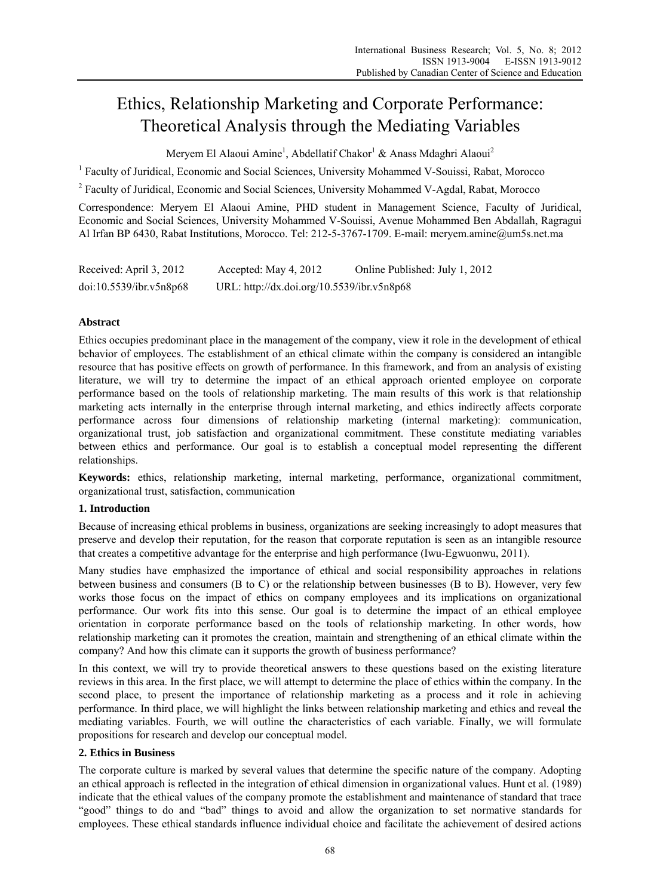# Ethics, Relationship Marketing and Corporate Performance: Theoretical Analysis through the Mediating Variables

Meryem El Alaoui Amine[1], Abdellatif Chakor[1] & Anass Mdaghri Alaoui[2]

[1] Faculty of Juridical, Economic and Social Sciences, University Mohammed V-Souissi, Rabat, Morocco

[2] Faculty of Juridical, Economic and Social Sciences, University Mohammed V-Agdal, Rabat, Morocco

Correspondence: Meryem El Alaoui Amine, PHD student in Management Science, Faculty of Juridical, Economic and Social Sciences, University Mohammed V-Souissi, Avenue Mohammed Ben Abdallah, Ragragui Al Irfan BP 6430, Rabat Institutions, Morocco. Tel: 212-5-3767-1709. E-mail: meryem.amine@um5s.net.ma

Received: April 3, 2012 Accepted: May 4, 2012 Online Published: July 1, 2012

doi:10.5539/ibr.v5n8p68 URL: http://dx.doi.org/10.5539/ibr.v5n8p68

## Abstract

Ethics occupies predominant place in the management of the company, view it role in the development of ethical behavior of employees. The establishment of an ethical climate within the company is considered an intangible resource that has positive effects on growth of performance. In this framework, and from an analysis of existing literature, we will try to determine the impact of an ethical approach oriented employee on corporate performance based on the tools of relationship marketing. The main results of this work is that relationship marketing acts internally in the enterprise through internal marketing, and ethics indirectly affects corporate performance across four dimensions of relationship marketing (internal marketing): communication, organizational trust, job satisfaction and organizational commitment. These constitute mediating variables between ethics and performance. Our goal is to establish a conceptual model representing the different relationships.

**Keywords:** ethics, relationship marketing, internal marketing, performance, organizational commitment, organizational trust, satisfaction, communication

## 1. Introduction

Because of increasing ethical problems in business, organizations are seeking increasingly to adopt measures that preserve and develop their reputation, for the reason that corporate reputation is seen as an intangible resource that creates a competitive advantage for the enterprise and high performance (Iwu-Egwuonwu, 2011).

Many studies have emphasized the importance of ethical and social responsibility approaches in relations between business and consumers (B to C) or the relationship between businesses (B to B). However, very few works those focus on the impact of ethics on company employees and its implications on organizational performance. Our work fits into this sense. Our goal is to determine the impact of an ethical employee orientation in corporate performance based on the tools of relationship marketing. In other words, how relationship marketing can it promotes the creation, maintain and strengthening of an ethical climate within the company? And how this climate can it supports the growth of business performance?

In this context, we will try to provide theoretical answers to these questions based on the existing literature reviews in this area. In the first place, we will attempt to determine the place of ethics within the company. In the second place, to present the importance of relationship marketing as a process and it role in achieving performance. In third place, we will highlight the links between relationship marketing and ethics and reveal the mediating variables. Fourth, we will outline the characteristics of each variable. Finally, we will formulate propositions for research and develop our conceptual model.

## 2. Ethics in Business

The corporate culture is marked by several values that determine the specific nature of the company. Adopting an ethical approach is reflected in the integration of ethical dimension in organizational values. Hunt et al. (1989) indicate that the ethical values of the company promote the establishment and maintenance of standard that trace "good" things to do and "bad" things to avoid and allow the organization to set normative standards for employees. These ethical standards influence individual choice and facilitate the achievement of desired actions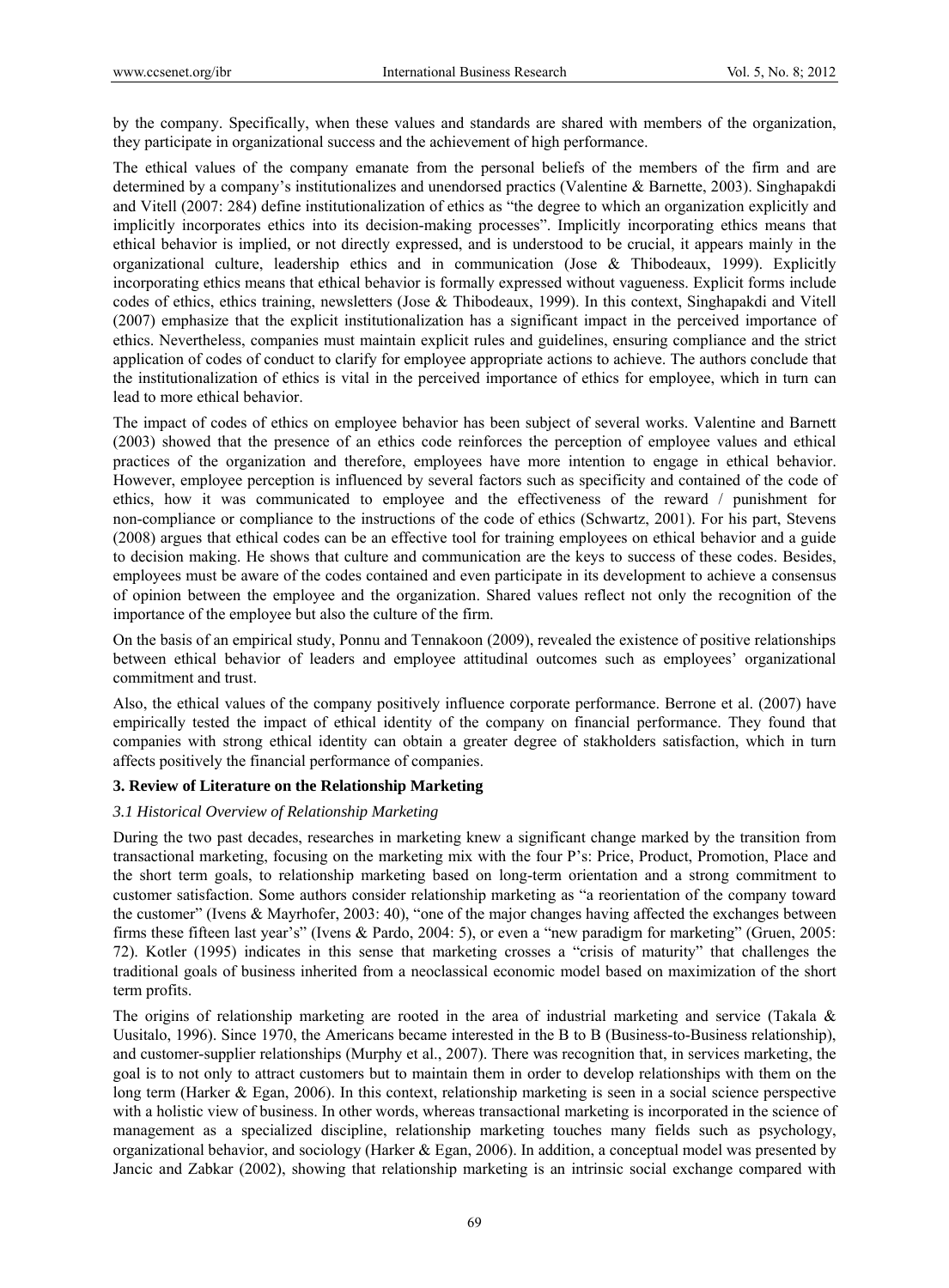by the company. Specifically, when these values and standards are shared with members of the organization, they participate in organizational success and the achievement of high performance.

The ethical values of the company emanate from the personal beliefs of the members of the firm and are determined by a company's institutionalizes and unendorsed practics (Valentine & Barnette, 2003). Singhapakdi and Vitell (2007: 284) define institutionalization of ethics as "the degree to which an organization explicitly and implicitly incorporates ethics into its decision-making processes". Implicitly incorporating ethics means that ethical behavior is implied, or not directly expressed, and is understood to be crucial, it appears mainly in the organizational culture, leadership ethics and in communication (Jose & Thibodeaux, 1999). Explicitly incorporating ethics means that ethical behavior is formally expressed without vagueness. Explicit forms include codes of ethics, ethics training, newsletters (Jose & Thibodeaux, 1999). In this context, Singhapakdi and Vitell (2007) emphasize that the explicit institutionalization has a significant impact in the perceived importance of ethics. Nevertheless, companies must maintain explicit rules and guidelines, ensuring compliance and the strict application of codes of conduct to clarify for employee appropriate actions to achieve. The authors conclude that the institutionalization of ethics is vital in the perceived importance of ethics for employee, which in turn can lead to more ethical behavior.

The impact of codes of ethics on employee behavior has been subject of several works. Valentine and Barnett (2003) showed that the presence of an ethics code reinforces the perception of employee values and ethical practices of the organization and therefore, employees have more intention to engage in ethical behavior. However, employee perception is influenced by several factors such as specificity and contained of the code of ethics, how it was communicated to employee and the effectiveness of the reward / punishment for non-compliance or compliance to the instructions of the code of ethics (Schwartz, 2001). For his part, Stevens (2008) argues that ethical codes can be an effective tool for training employees on ethical behavior and a guide to decision making. He shows that culture and communication are the keys to success of these codes. Besides, employees must be aware of the codes contained and even participate in its development to achieve a consensus of opinion between the employee and the organization. Shared values reflect not only the recognition of the importance of the employee but also the culture of the firm.

On the basis of an empirical study, Ponnu and Tennakoon (2009), revealed the existence of positive relationships between ethical behavior of leaders and employee attitudinal outcomes such as employees' organizational commitment and trust.

Also, the ethical values of the company positively influence corporate performance. Berrone et al. (2007) have empirically tested the impact of ethical identity of the company on financial performance. They found that companies with strong ethical identity can obtain a greater degree of stakholders satisfaction, which in turn affects positively the financial performance of companies.

## 3. Review of Literature on the Relationship Marketing

### *3.1 Historical Overview of Relationship Marketing*

During the two past decades, researches in marketing knew a significant change marked by the transition from transactional marketing, focusing on the marketing mix with the four P's: Price, Product, Promotion, Place and the short term goals, to relationship marketing based on long-term orientation and a strong commitment to customer satisfaction. Some authors consider relationship marketing as "a reorientation of the company toward the customer" (Ivens & Mayrhofer, 2003: 40), "one of the major changes having affected the exchanges between firms these fifteen last year's" (Ivens & Pardo, 2004: 5), or even a "new paradigm for marketing" (Gruen, 2005: 72). Kotler (1995) indicates in this sense that marketing crosses a "crisis of maturity" that challenges the traditional goals of business inherited from a neoclassical economic model based on maximization of the short term profits.

The origins of relationship marketing are rooted in the area of industrial marketing and service (Takala & Uusitalo, 1996). Since 1970, the Americans became interested in the B to B (Business-to-Business relationship), and customer-supplier relationships (Murphy et al., 2007). There was recognition that, in services marketing, the goal is to not only to attract customers but to maintain them in order to develop relationships with them on the long term (Harker & Egan, 2006). In this context, relationship marketing is seen in a social science perspective with a holistic view of business. In other words, whereas transactional marketing is incorporated in the science of management as a specialized discipline, relationship marketing touches many fields such as psychology, organizational behavior, and sociology (Harker & Egan, 2006). In addition, a conceptual model was presented by Jancic and Zabkar (2002), showing that relationship marketing is an intrinsic social exchange compared with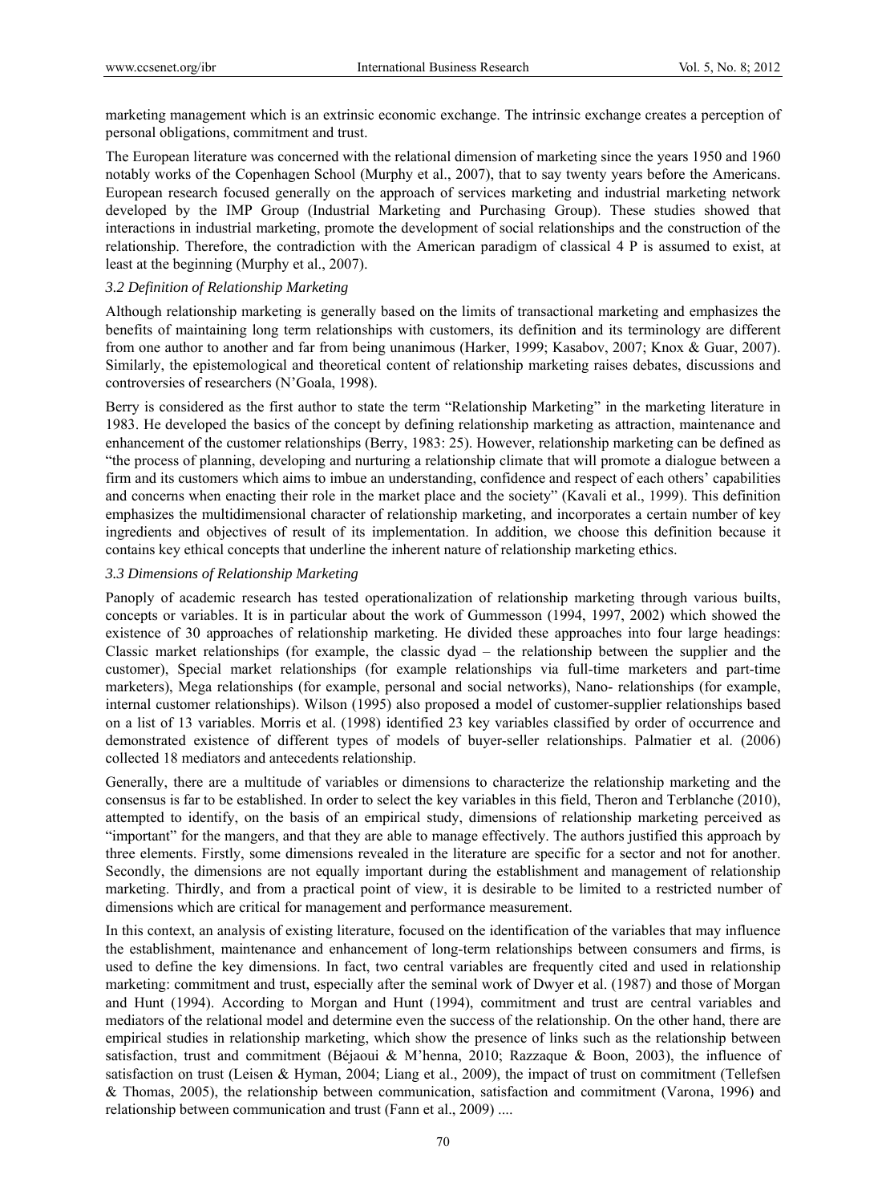marketing management which is an extrinsic economic exchange. The intrinsic exchange creates a perception of personal obligations, commitment and trust.

The European literature was concerned with the relational dimension of marketing since the years 1950 and 1960 notably works of the Copenhagen School (Murphy et al., 2007), that to say twenty years before the Americans. European research focused generally on the approach of services marketing and industrial marketing network developed by the IMP Group (Industrial Marketing and Purchasing Group). These studies showed that interactions in industrial marketing, promote the development of social relationships and the construction of the relationship. Therefore, the contradiction with the American paradigm of classical 4 P is assumed to exist, at least at the beginning (Murphy et al., 2007).

### *3.2 Definition of Relationship Marketing*

Although relationship marketing is generally based on the limits of transactional marketing and emphasizes the benefits of maintaining long term relationships with customers, its definition and its terminology are different from one author to another and far from being unanimous (Harker, 1999; Kasabov, 2007; Knox & Guar, 2007). Similarly, the epistemological and theoretical content of relationship marketing raises debates, discussions and controversies of researchers (N'Goala, 1998).

Berry is considered as the first author to state the term "Relationship Marketing" in the marketing literature in 1983. He developed the basics of the concept by defining relationship marketing as attraction, maintenance and enhancement of the customer relationships (Berry, 1983: 25). However, relationship marketing can be defined as "the process of planning, developing and nurturing a relationship climate that will promote a dialogue between a firm and its customers which aims to imbue an understanding, confidence and respect of each others' capabilities and concerns when enacting their role in the market place and the society" (Kavali et al., 1999). This definition emphasizes the multidimensional character of relationship marketing, and incorporates a certain number of key ingredients and objectives of result of its implementation. In addition, we choose this definition because it contains key ethical concepts that underline the inherent nature of relationship marketing ethics.

### *3.3 Dimensions of Relationship Marketing*

Panoply of academic research has tested operationalization of relationship marketing through various builts, concepts or variables. It is in particular about the work of Gummesson (1994, 1997, 2002) which showed the existence of 30 approaches of relationship marketing. He divided these approaches into four large headings: Classic market relationships (for example, the classic dyad – the relationship between the supplier and the customer), Special market relationships (for example relationships via full-time marketers and part-time marketers), Mega relationships (for example, personal and social networks), Nano- relationships (for example, internal customer relationships). Wilson (1995) also proposed a model of customer-supplier relationships based on a list of 13 variables. Morris et al. (1998) identified 23 key variables classified by order of occurrence and demonstrated existence of different types of models of buyer-seller relationships. Palmatier et al. (2006) collected 18 mediators and antecedents relationship.

Generally, there are a multitude of variables or dimensions to characterize the relationship marketing and the consensus is far to be established. In order to select the key variables in this field, Theron and Terblanche (2010), attempted to identify, on the basis of an empirical study, dimensions of relationship marketing perceived as "important" for the mangers, and that they are able to manage effectively. The authors justified this approach by three elements. Firstly, some dimensions revealed in the literature are specific for a sector and not for another. Secondly, the dimensions are not equally important during the establishment and management of relationship marketing. Thirdly, and from a practical point of view, it is desirable to be limited to a restricted number of dimensions which are critical for management and performance measurement.

In this context, an analysis of existing literature, focused on the identification of the variables that may influence the establishment, maintenance and enhancement of long-term relationships between consumers and firms, is used to define the key dimensions. In fact, two central variables are frequently cited and used in relationship marketing: commitment and trust, especially after the seminal work of Dwyer et al. (1987) and those of Morgan and Hunt (1994). According to Morgan and Hunt (1994), commitment and trust are central variables and mediators of the relational model and determine even the success of the relationship. On the other hand, there are empirical studies in relationship marketing, which show the presence of links such as the relationship between satisfaction, trust and commitment (Béjaoui & M'henna, 2010; Razzaque & Boon, 2003), the influence of satisfaction on trust (Leisen & Hyman, 2004; Liang et al., 2009), the impact of trust on commitment (Tellefsen & Thomas, 2005), the relationship between communication, satisfaction and commitment (Varona, 1996) and relationship between communication and trust (Fann et al., 2009) ....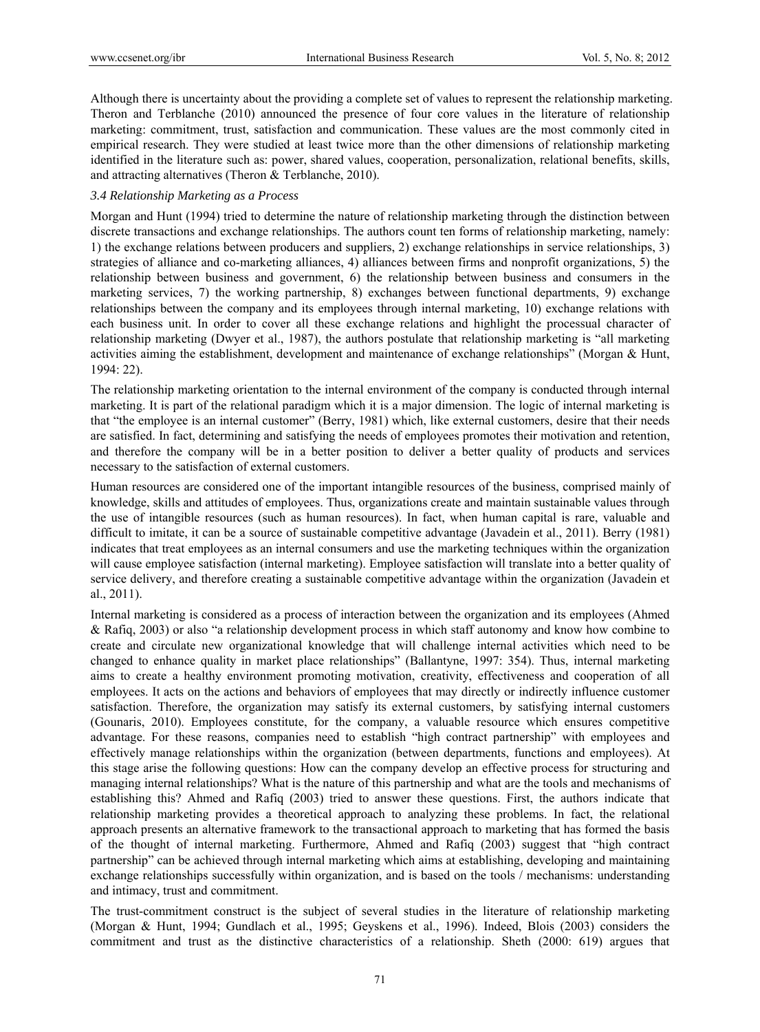Although there is uncertainty about the providing a complete set of values to represent the relationship marketing. Theron and Terblanche (2010) announced the presence of four core values in the literature of relationship marketing: commitment, trust, satisfaction and communication. These values are the most commonly cited in empirical research. They were studied at least twice more than the other dimensions of relationship marketing identified in the literature such as: power, shared values, cooperation, personalization, relational benefits, skills, and attracting alternatives (Theron & Terblanche, 2010).

### *3.4 Relationship Marketing as a Process*

Morgan and Hunt (1994) tried to determine the nature of relationship marketing through the distinction between discrete transactions and exchange relationships. The authors count ten forms of relationship marketing, namely: 1) the exchange relations between producers and suppliers, 2) exchange relationships in service relationships, 3) strategies of alliance and co-marketing alliances, 4) alliances between firms and nonprofit organizations, 5) the relationship between business and government, 6) the relationship between business and consumers in the marketing services, 7) the working partnership, 8) exchanges between functional departments, 9) exchange relationships between the company and its employees through internal marketing, 10) exchange relations with each business unit. In order to cover all these exchange relations and highlight the processual character of relationship marketing (Dwyer et al., 1987), the authors postulate that relationship marketing is "all marketing activities aiming the establishment, development and maintenance of exchange relationships" (Morgan & Hunt, 1994: 22).

The relationship marketing orientation to the internal environment of the company is conducted through internal marketing. It is part of the relational paradigm which it is a major dimension. The logic of internal marketing is that "the employee is an internal customer" (Berry, 1981) which, like external customers, desire that their needs are satisfied. In fact, determining and satisfying the needs of employees promotes their motivation and retention, and therefore the company will be in a better position to deliver a better quality of products and services necessary to the satisfaction of external customers.

Human resources are considered one of the important intangible resources of the business, comprised mainly of knowledge, skills and attitudes of employees. Thus, organizations create and maintain sustainable values through the use of intangible resources (such as human resources). In fact, when human capital is rare, valuable and difficult to imitate, it can be a source of sustainable competitive advantage (Javadein et al., 2011). Berry (1981) indicates that treat employees as an internal consumers and use the marketing techniques within the organization will cause employee satisfaction (internal marketing). Employee satisfaction will translate into a better quality of service delivery, and therefore creating a sustainable competitive advantage within the organization (Javadein et al., 2011).

Internal marketing is considered as a process of interaction between the organization and its employees (Ahmed & Rafiq, 2003) or also "a relationship development process in which staff autonomy and know how combine to create and circulate new organizational knowledge that will challenge internal activities which need to be changed to enhance quality in market place relationships" (Ballantyne, 1997: 354). Thus, internal marketing aims to create a healthy environment promoting motivation, creativity, effectiveness and cooperation of all employees. It acts on the actions and behaviors of employees that may directly or indirectly influence customer satisfaction. Therefore, the organization may satisfy its external customers, by satisfying internal customers (Gounaris, 2010). Employees constitute, for the company, a valuable resource which ensures competitive advantage. For these reasons, companies need to establish "high contract partnership" with employees and effectively manage relationships within the organization (between departments, functions and employees). At this stage arise the following questions: How can the company develop an effective process for structuring and managing internal relationships? What is the nature of this partnership and what are the tools and mechanisms of establishing this? Ahmed and Rafiq (2003) tried to answer these questions. First, the authors indicate that relationship marketing provides a theoretical approach to analyzing these problems. In fact, the relational approach presents an alternative framework to the transactional approach to marketing that has formed the basis of the thought of internal marketing. Furthermore, Ahmed and Rafiq (2003) suggest that "high contract partnership" can be achieved through internal marketing which aims at establishing, developing and maintaining exchange relationships successfully within organization, and is based on the tools / mechanisms: understanding and intimacy, trust and commitment.

The trust-commitment construct is the subject of several studies in the literature of relationship marketing (Morgan & Hunt, 1994; Gundlach et al., 1995; Geyskens et al., 1996). Indeed, Blois (2003) considers the commitment and trust as the distinctive characteristics of a relationship. Sheth (2000: 619) argues that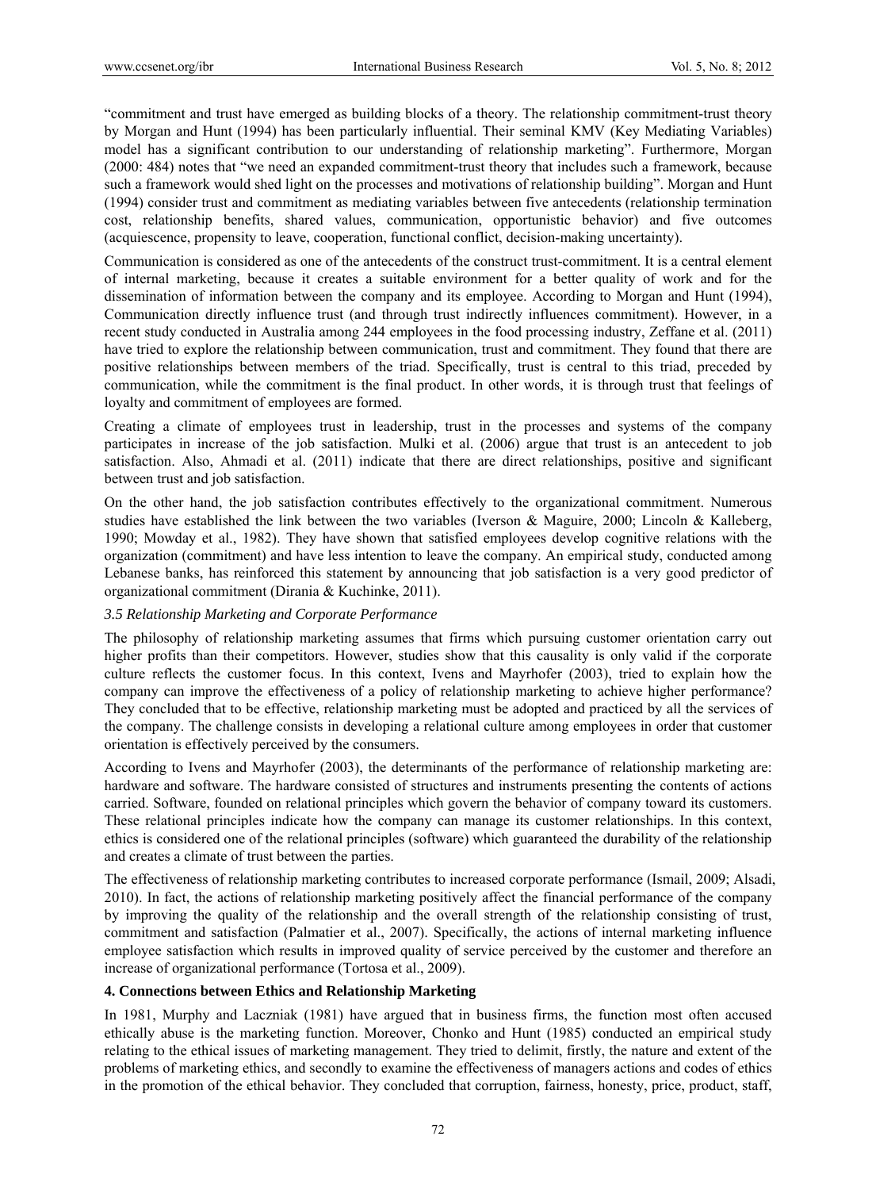"commitment and trust have emerged as building blocks of a theory. The relationship commitment-trust theory by Morgan and Hunt (1994) has been particularly influential. Their seminal KMV (Key Mediating Variables) model has a significant contribution to our understanding of relationship marketing". Furthermore, Morgan (2000: 484) notes that "we need an expanded commitment-trust theory that includes such a framework, because such a framework would shed light on the processes and motivations of relationship building". Morgan and Hunt (1994) consider trust and commitment as mediating variables between five antecedents (relationship termination cost, relationship benefits, shared values, communication, opportunistic behavior) and five outcomes (acquiescence, propensity to leave, cooperation, functional conflict, decision-making uncertainty).

Communication is considered as one of the antecedents of the construct trust-commitment. It is a central element of internal marketing, because it creates a suitable environment for a better quality of work and for the dissemination of information between the company and its employee. According to Morgan and Hunt (1994), Communication directly influence trust (and through trust indirectly influences commitment). However, in a recent study conducted in Australia among 244 employees in the food processing industry, Zeffane et al. (2011) have tried to explore the relationship between communication, trust and commitment. They found that there are positive relationships between members of the triad. Specifically, trust is central to this triad, preceded by communication, while the commitment is the final product. In other words, it is through trust that feelings of loyalty and commitment of employees are formed.

Creating a climate of employees trust in leadership, trust in the processes and systems of the company participates in increase of the job satisfaction. Mulki et al. (2006) argue that trust is an antecedent to job satisfaction. Also, Ahmadi et al. (2011) indicate that there are direct relationships, positive and significant between trust and job satisfaction.

On the other hand, the job satisfaction contributes effectively to the organizational commitment. Numerous studies have established the link between the two variables (Iverson & Maguire, 2000; Lincoln & Kalleberg, 1990; Mowday et al., 1982). They have shown that satisfied employees develop cognitive relations with the organization (commitment) and have less intention to leave the company. An empirical study, conducted among Lebanese banks, has reinforced this statement by announcing that job satisfaction is a very good predictor of organizational commitment (Dirania & Kuchinke, 2011).

### *3.5 Relationship Marketing and Corporate Performance*

The philosophy of relationship marketing assumes that firms which pursuing customer orientation carry out higher profits than their competitors. However, studies show that this causality is only valid if the corporate culture reflects the customer focus. In this context, Ivens and Mayrhofer (2003), tried to explain how the company can improve the effectiveness of a policy of relationship marketing to achieve higher performance? They concluded that to be effective, relationship marketing must be adopted and practiced by all the services of the company. The challenge consists in developing a relational culture among employees in order that customer orientation is effectively perceived by the consumers.

According to Ivens and Mayrhofer (2003), the determinants of the performance of relationship marketing are: hardware and software. The hardware consisted of structures and instruments presenting the contents of actions carried. Software, founded on relational principles which govern the behavior of company toward its customers. These relational principles indicate how the company can manage its customer relationships. In this context, ethics is considered one of the relational principles (software) which guaranteed the durability of the relationship and creates a climate of trust between the parties.

The effectiveness of relationship marketing contributes to increased corporate performance (Ismail, 2009; Alsadi, 2010). In fact, the actions of relationship marketing positively affect the financial performance of the company by improving the quality of the relationship and the overall strength of the relationship consisting of trust, commitment and satisfaction (Palmatier et al., 2007). Specifically, the actions of internal marketing influence employee satisfaction which results in improved quality of service perceived by the customer and therefore an increase of organizational performance (Tortosa et al., 2009).

## 4. Connections between Ethics and Relationship Marketing

In 1981, Murphy and Laczniak (1981) have argued that in business firms, the function most often accused ethically abuse is the marketing function. Moreover, Chonko and Hunt (1985) conducted an empirical study relating to the ethical issues of marketing management. They tried to delimit, firstly, the nature and extent of the problems of marketing ethics, and secondly to examine the effectiveness of managers actions and codes of ethics in the promotion of the ethical behavior. They concluded that corruption, fairness, honesty, price, product, staff,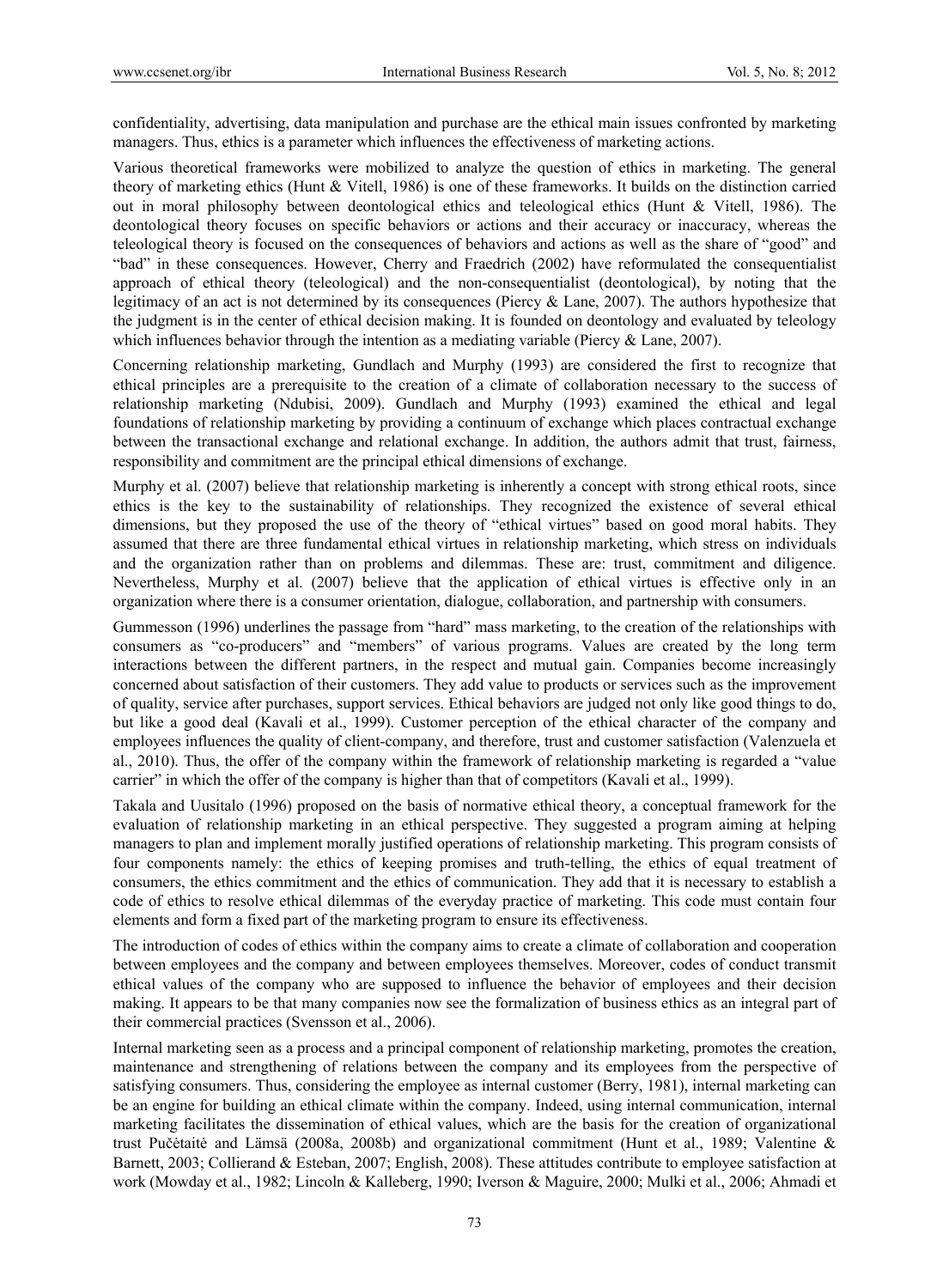confidentiality, advertising, data manipulation and purchase are the ethical main issues confronted by marketing managers. Thus, ethics is a parameter which influences the effectiveness of marketing actions.

Various theoretical frameworks were mobilized to analyze the question of ethics in marketing. The general theory of marketing ethics (Hunt & Vitell, 1986) is one of these frameworks. It builds on the distinction carried out in moral philosophy between deontological ethics and teleological ethics (Hunt & Vitell, 1986). The deontological theory focuses on specific behaviors or actions and their accuracy or inaccuracy, whereas the teleological theory is focused on the consequences of behaviors and actions as well as the share of "good" and "bad" in these consequences. However, Cherry and Fraedrich (2002) have reformulated the consequentialist approach of ethical theory (teleological) and the non-consequentialist (deontological), by noting that the legitimacy of an act is not determined by its consequences (Piercy & Lane, 2007). The authors hypothesize that the judgment is in the center of ethical decision making. It is founded on deontology and evaluated by teleology which influences behavior through the intention as a mediating variable (Piercy & Lane, 2007).

Concerning relationship marketing, Gundlach and Murphy (1993) are considered the first to recognize that ethical principles are a prerequisite to the creation of a climate of collaboration necessary to the success of relationship marketing (Ndubisi, 2009). Gundlach and Murphy (1993) examined the ethical and legal foundations of relationship marketing by providing a continuum of exchange which places contractual exchange between the transactional exchange and relational exchange. In addition, the authors admit that trust, fairness, responsibility and commitment are the principal ethical dimensions of exchange.

Murphy et al. (2007) believe that relationship marketing is inherently a concept with strong ethical roots, since ethics is the key to the sustainability of relationships. They recognized the existence of several ethical dimensions, but they proposed the use of the theory of "ethical virtues" based on good moral habits. They assumed that there are three fundamental ethical virtues in relationship marketing, which stress on individuals and the organization rather than on problems and dilemmas. These are: trust, commitment and diligence. Nevertheless, Murphy et al. (2007) believe that the application of ethical virtues is effective only in an organization where there is a consumer orientation, dialogue, collaboration, and partnership with consumers.

Gummesson (1996) underlines the passage from "hard" mass marketing, to the creation of the relationships with consumers as "co-producers" and "members" of various programs. Values are created by the long term interactions between the different partners, in the respect and mutual gain. Companies become increasingly concerned about satisfaction of their customers. They add value to products or services such as the improvement of quality, service after purchases, support services. Ethical behaviors are judged not only like good things to do, but like a good deal (Kavali et al., 1999). Customer perception of the ethical character of the company and employees influences the quality of client-company, and therefore, trust and customer satisfaction (Valenzuela et al., 2010). Thus, the offer of the company within the framework of relationship marketing is regarded a "value carrier" in which the offer of the company is higher than that of competitors (Kavali et al., 1999).

Takala and Uusitalo (1996) proposed on the basis of normative ethical theory, a conceptual framework for the evaluation of relationship marketing in an ethical perspective. They suggested a program aiming at helping managers to plan and implement morally justified operations of relationship marketing. This program consists of four components namely: the ethics of keeping promises and truth-telling, the ethics of equal treatment of consumers, the ethics commitment and the ethics of communication. They add that it is necessary to establish a code of ethics to resolve ethical dilemmas of the everyday practice of marketing. This code must contain four elements and form a fixed part of the marketing program to ensure its effectiveness.

The introduction of codes of ethics within the company aims to create a climate of collaboration and cooperation between employees and the company and between employees themselves. Moreover, codes of conduct transmit ethical values of the company who are supposed to influence the behavior of employees and their decision making. It appears to be that many companies now see the formalization of business ethics as an integral part of their commercial practices (Svensson et al., 2006).

Internal marketing seen as a process and a principal component of relationship marketing, promotes the creation, maintenance and strengthening of relations between the company and its employees from the perspective of satisfying consumers. Thus, considering the employee as internal customer (Berry, 1981), internal marketing can be an engine for building an ethical climate within the company. Indeed, using internal communication, internal marketing facilitates the dissemination of ethical values, which are the basis for the creation of organizational trust Pučėtaitė and Lämsä (2008a, 2008b) and organizational commitment (Hunt et al., 1989; Valentine & Barnett, 2003; Collierand & Esteban, 2007; English, 2008). These attitudes contribute to employee satisfaction at work (Mowday et al., 1982; Lincoln & Kalleberg, 1990; Iverson & Maguire, 2000; Mulki et al., 2006; Ahmadi et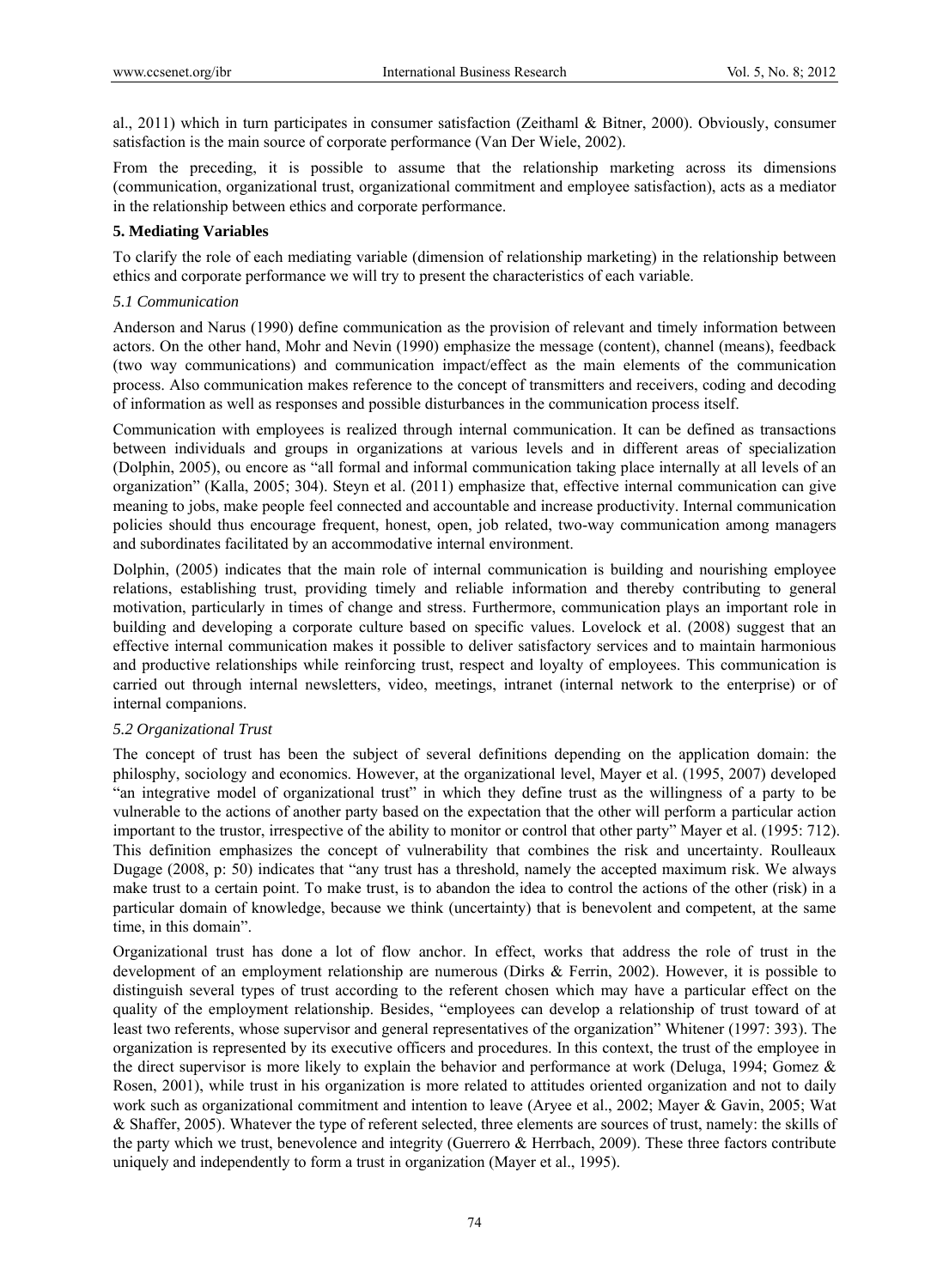al., 2011) which in turn participates in consumer satisfaction (Zeithaml & Bitner, 2000). Obviously, consumer satisfaction is the main source of corporate performance (Van Der Wiele, 2002).

From the preceding, it is possible to assume that the relationship marketing across its dimensions (communication, organizational trust, organizational commitment and employee satisfaction), acts as a mediator in the relationship between ethics and corporate performance.

## 5. Mediating Variables

To clarify the role of each mediating variable (dimension of relationship marketing) in the relationship between ethics and corporate performance we will try to present the characteristics of each variable.

### *5.1 Communication*

Anderson and Narus (1990) define communication as the provision of relevant and timely information between actors. On the other hand, Mohr and Nevin (1990) emphasize the message (content), channel (means), feedback (two way communications) and communication impact/effect as the main elements of the communication process. Also communication makes reference to the concept of transmitters and receivers, coding and decoding of information as well as responses and possible disturbances in the communication process itself.

Communication with employees is realized through internal communication. It can be defined as transactions between individuals and groups in organizations at various levels and in different areas of specialization (Dolphin, 2005), ou encore as "all formal and informal communication taking place internally at all levels of an organization" (Kalla, 2005; 304). Steyn et al. (2011) emphasize that, effective internal communication can give meaning to jobs, make people feel connected and accountable and increase productivity. Internal communication policies should thus encourage frequent, honest, open, job related, two-way communication among managers and subordinates facilitated by an accommodative internal environment.

Dolphin, (2005) indicates that the main role of internal communication is building and nourishing employee relations, establishing trust, providing timely and reliable information and thereby contributing to general motivation, particularly in times of change and stress. Furthermore, communication plays an important role in building and developing a corporate culture based on specific values. Lovelock et al. (2008) suggest that an effective internal communication makes it possible to deliver satisfactory services and to maintain harmonious and productive relationships while reinforcing trust, respect and loyalty of employees. This communication is carried out through internal newsletters, video, meetings, intranet (internal network to the enterprise) or of internal companions.

### *5.2 Organizational Trust*

The concept of trust has been the subject of several definitions depending on the application domain: the philosphy, sociology and economics. However, at the organizational level, Mayer et al. (1995, 2007) developed "an integrative model of organizational trust" in which they define trust as the willingness of a party to be vulnerable to the actions of another party based on the expectation that the other will perform a particular action important to the trustor, irrespective of the ability to monitor or control that other party" Mayer et al. (1995: 712). This definition emphasizes the concept of vulnerability that combines the risk and uncertainty. Roulleaux Dugage (2008, p: 50) indicates that "any trust has a threshold, namely the accepted maximum risk. We always make trust to a certain point. To make trust, is to abandon the idea to control the actions of the other (risk) in a particular domain of knowledge, because we think (uncertainty) that is benevolent and competent, at the same time, in this domain".

Organizational trust has done a lot of flow anchor. In effect, works that address the role of trust in the development of an employment relationship are numerous (Dirks & Ferrin, 2002). However, it is possible to distinguish several types of trust according to the referent chosen which may have a particular effect on the quality of the employment relationship. Besides, "employees can develop a relationship of trust toward of at least two referents, whose supervisor and general representatives of the organization" Whitener (1997: 393). The organization is represented by its executive officers and procedures. In this context, the trust of the employee in the direct supervisor is more likely to explain the behavior and performance at work (Deluga, 1994; Gomez & Rosen, 2001), while trust in his organization is more related to attitudes oriented organization and not to daily work such as organizational commitment and intention to leave (Aryee et al., 2002; Mayer & Gavin, 2005; Wat & Shaffer, 2005). Whatever the type of referent selected, three elements are sources of trust, namely: the skills of the party which we trust, benevolence and integrity (Guerrero & Herrbach, 2009). These three factors contribute uniquely and independently to form a trust in organization (Mayer et al., 1995).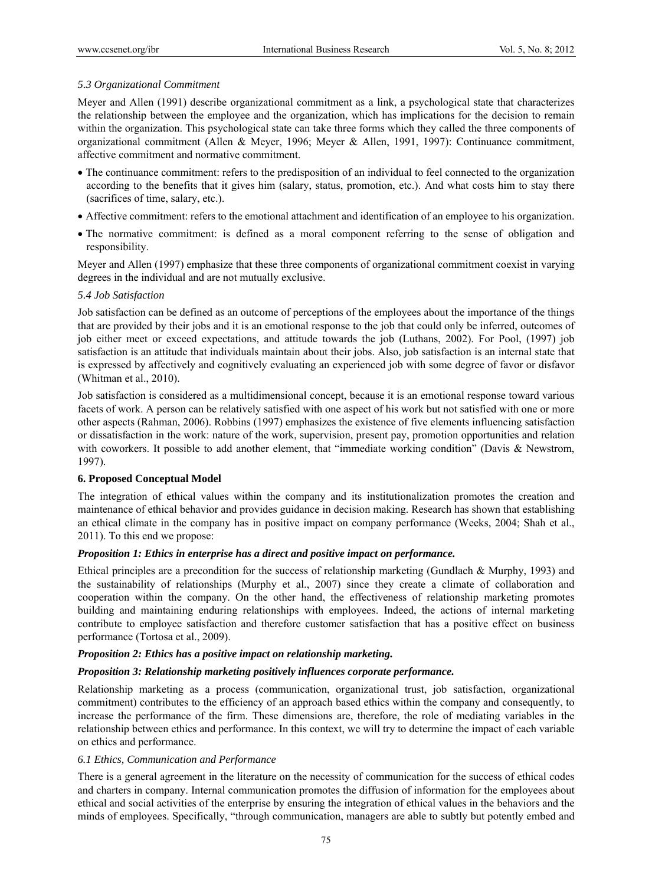### 5.3 Organizational Commitment

Meyer and Allen (1991) describe organizational commitment as a link, a psychological state that characterizes the relationship between the employee and the organization, which has implications for the decision to remain within the organization. This psychological state can take three forms which they called the three components of organizational commitment (Allen & Meyer, 1996; Meyer & Allen, 1991, 1997): Continuance commitment, affective commitment and normative commitment.

- The continuance commitment: refers to the predisposition of an individual to feel connected to the organization according to the benefits that it gives him (salary, status, promotion, etc.). And what costs him to stay there (sacrifices of time, salary, etc.).
- Affective commitment: refers to the emotional attachment and identification of an employee to his organization.
- The normative commitment: is defined as a moral component referring to the sense of obligation and responsibility.

Meyer and Allen (1997) emphasize that these three components of organizational commitment coexist in varying degrees in the individual and are not mutually exclusive.

### 5.4 Job Satisfaction

Job satisfaction can be defined as an outcome of perceptions of the employees about the importance of the things that are provided by their jobs and it is an emotional response to the job that could only be inferred, outcomes of job either meet or exceed expectations, and attitude towards the job (Luthans, 2002). For Pool, (1997) job satisfaction is an attitude that individuals maintain about their jobs. Also, job satisfaction is an internal state that is expressed by affectively and cognitively evaluating an experienced job with some degree of favor or disfavor (Whitman et al., 2010).

Job satisfaction is considered as a multidimensional concept, because it is an emotional response toward various facets of work. A person can be relatively satisfied with one aspect of his work but not satisfied with one or more other aspects (Rahman, 2006). Robbins (1997) emphasizes the existence of five elements influencing satisfaction or dissatisfaction in the work: nature of the work, supervision, present pay, promotion opportunities and relation with coworkers. It possible to add another element, that "immediate working condition" (Davis & Newstrom, 1997).

## 6. Proposed Conceptual Model

The integration of ethical values within the company and its institutionalization promotes the creation and maintenance of ethical behavior and provides guidance in decision making. Research has shown that establishing an ethical climate in the company has in positive impact on company performance (Weeks, 2004; Shah et al., 2011). To this end we propose:

***Proposition 1: Ethics in enterprise has a direct and positive impact on performance.***

Ethical principles are a precondition for the success of relationship marketing (Gundlach & Murphy, 1993) and the sustainability of relationships (Murphy et al., 2007) since they create a climate of collaboration and cooperation within the company. On the other hand, the effectiveness of relationship marketing promotes building and maintaining enduring relationships with employees. Indeed, the actions of internal marketing contribute to employee satisfaction and therefore customer satisfaction that has a positive effect on business performance (Tortosa et al., 2009).

***Proposition 2: Ethics has a positive impact on relationship marketing.***

***Proposition 3: Relationship marketing positively influences corporate performance.***

Relationship marketing as a process (communication, organizational trust, job satisfaction, organizational commitment) contributes to the efficiency of an approach based ethics within the company and consequently, to increase the performance of the firm. These dimensions are, therefore, the role of mediating variables in the relationship between ethics and performance. In this context, we will try to determine the impact of each variable on ethics and performance.

### 6.1 Ethics, Communication and Performance

There is a general agreement in the literature on the necessity of communication for the success of ethical codes and charters in company. Internal communication promotes the diffusion of information for the employees about ethical and social activities of the enterprise by ensuring the integration of ethical values in the behaviors and the minds of employees. Specifically, "through communication, managers are able to subtly but potently embed and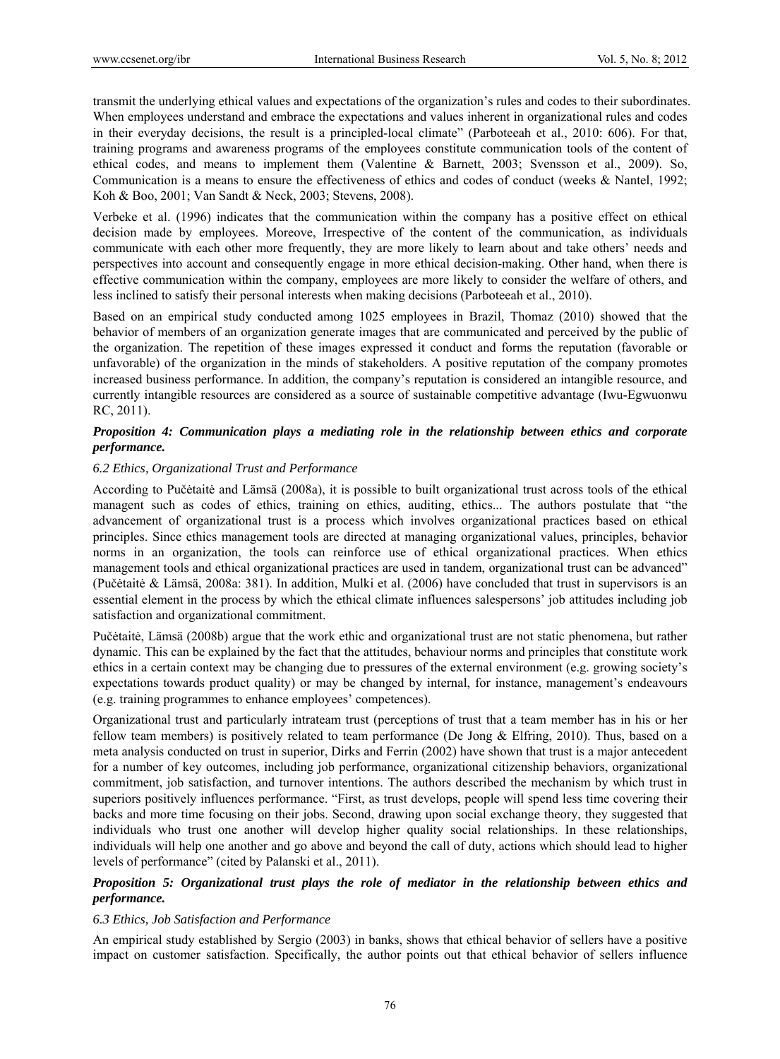transmit the underlying ethical values and expectations of the organization's rules and codes to their subordinates. When employees understand and embrace the expectations and values inherent in organizational rules and codes in their everyday decisions, the result is a principled-local climate" (Parboteeah et al., 2010: 606). For that, training programs and awareness programs of the employees constitute communication tools of the content of ethical codes, and means to implement them (Valentine & Barnett, 2003; Svensson et al., 2009). So, Communication is a means to ensure the effectiveness of ethics and codes of conduct (weeks & Nantel, 1992; Koh & Boo, 2001; Van Sandt & Neck, 2003; Stevens, 2008).

Verbeke et al. (1996) indicates that the communication within the company has a positive effect on ethical decision made by employees. Moreove, Irrespective of the content of the communication, as individuals communicate with each other more frequently, they are more likely to learn about and take others' needs and perspectives into account and consequently engage in more ethical decision-making. Other hand, when there is effective communication within the company, employees are more likely to consider the welfare of others, and less inclined to satisfy their personal interests when making decisions (Parboteeah et al., 2010).

Based on an empirical study conducted among 1025 employees in Brazil, Thomaz (2010) showed that the behavior of members of an organization generate images that are communicated and perceived by the public of the organization. The repetition of these images expressed it conduct and forms the reputation (favorable or unfavorable) of the organization in the minds of stakeholders. A positive reputation of the company promotes increased business performance. In addition, the company's reputation is considered an intangible resource, and currently intangible resources are considered as a source of sustainable competitive advantage (Iwu-Egwuonwu RC, 2011).

***Proposition 4: Communication plays a mediating role in the relationship between ethics and corporate performance.***

### *6.2 Ethics, Organizational Trust and Performance*

According to Pučėtaitė and Lämsä (2008a), it is possible to built organizational trust across tools of the ethical managent such as codes of ethics, training on ethics, auditing, ethics... The authors postulate that "the advancement of organizational trust is a process which involves organizational practices based on ethical principles. Since ethics management tools are directed at managing organizational values, principles, behavior norms in an organization, the tools can reinforce use of ethical organizational practices. When ethics management tools and ethical organizational practices are used in tandem, organizational trust can be advanced" (Pučėtaitė & Lämsä, 2008a: 381). In addition, Mulki et al. (2006) have concluded that trust in supervisors is an essential element in the process by which the ethical climate influences salespersons' job attitudes including job satisfaction and organizational commitment.

Pučėtaitė, Lämsä (2008b) argue that the work ethic and organizational trust are not static phenomena, but rather dynamic. This can be explained by the fact that the attitudes, behaviour norms and principles that constitute work ethics in a certain context may be changing due to pressures of the external environment (e.g. growing society's expectations towards product quality) or may be changed by internal, for instance, management's endeavours (e.g. training programmes to enhance employees' competences).

Organizational trust and particularly intrateam trust (perceptions of trust that a team member has in his or her fellow team members) is positively related to team performance (De Jong & Elfring, 2010). Thus, based on a meta analysis conducted on trust in superior, Dirks and Ferrin (2002) have shown that trust is a major antecedent for a number of key outcomes, including job performance, organizational citizenship behaviors, organizational commitment, job satisfaction, and turnover intentions. The authors described the mechanism by which trust in superiors positively influences performance. "First, as trust develops, people will spend less time covering their backs and more time focusing on their jobs. Second, drawing upon social exchange theory, they suggested that individuals who trust one another will develop higher quality social relationships. In these relationships, individuals will help one another and go above and beyond the call of duty, actions which should lead to higher levels of performance" (cited by Palanski et al., 2011).

***Proposition 5: Organizational trust plays the role of mediator in the relationship between ethics and performance.***

### *6.3 Ethics, Job Satisfaction and Performance*

An empirical study established by Sergio (2003) in banks, shows that ethical behavior of sellers have a positive impact on customer satisfaction. Specifically, the author points out that ethical behavior of sellers influence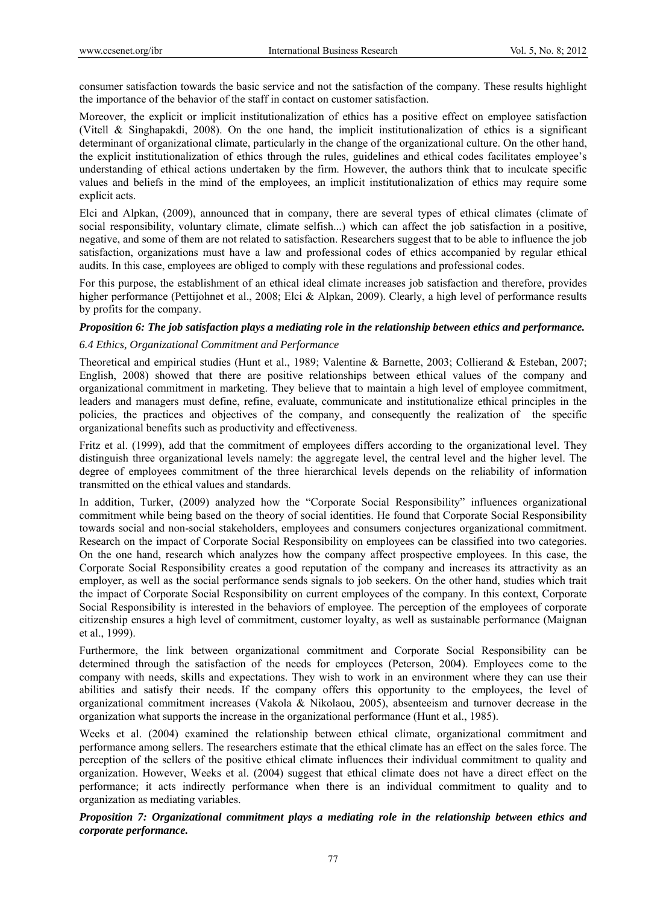consumer satisfaction towards the basic service and not the satisfaction of the company. These results highlight the importance of the behavior of the staff in contact on customer satisfaction.

Moreover, the explicit or implicit institutionalization of ethics has a positive effect on employee satisfaction (Vitell & Singhapakdi, 2008). On the one hand, the implicit institutionalization of ethics is a significant determinant of organizational climate, particularly in the change of the organizational culture. On the other hand, the explicit institutionalization of ethics through the rules, guidelines and ethical codes facilitates employee's understanding of ethical actions undertaken by the firm. However, the authors think that to inculcate specific values and beliefs in the mind of the employees, an implicit institutionalization of ethics may require some explicit acts.

Elci and Alpkan, (2009), announced that in company, there are several types of ethical climates (climate of social responsibility, voluntary climate, climate selfish...) which can affect the job satisfaction in a positive, negative, and some of them are not related to satisfaction. Researchers suggest that to be able to influence the job satisfaction, organizations must have a law and professional codes of ethics accompanied by regular ethical audits. In this case, employees are obliged to comply with these regulations and professional codes.

For this purpose, the establishment of an ethical ideal climate increases job satisfaction and therefore, provides higher performance (Pettijohnet et al., 2008; Elci & Alpkan, 2009). Clearly, a high level of performance results by profits for the company.

***Proposition 6: The job satisfaction plays a mediating role in the relationship between ethics and performance.***

### *6.4 Ethics, Organizational Commitment and Performance*

Theoretical and empirical studies (Hunt et al., 1989; Valentine & Barnette, 2003; Collierand & Esteban, 2007; English, 2008) showed that there are positive relationships between ethical values of the company and organizational commitment in marketing. They believe that to maintain a high level of employee commitment, leaders and managers must define, refine, evaluate, communicate and institutionalize ethical principles in the policies, the practices and objectives of the company, and consequently the realization of the specific organizational benefits such as productivity and effectiveness.

Fritz et al. (1999), add that the commitment of employees differs according to the organizational level. They distinguish three organizational levels namely: the aggregate level, the central level and the higher level. The degree of employees commitment of the three hierarchical levels depends on the reliability of information transmitted on the ethical values and standards.

In addition, Turker, (2009) analyzed how the "Corporate Social Responsibility" influences organizational commitment while being based on the theory of social identities. He found that Corporate Social Responsibility towards social and non-social stakeholders, employees and consumers conjectures organizational commitment. Research on the impact of Corporate Social Responsibility on employees can be classified into two categories. On the one hand, research which analyzes how the company affect prospective employees. In this case, the Corporate Social Responsibility creates a good reputation of the company and increases its attractivity as an employer, as well as the social performance sends signals to job seekers. On the other hand, studies which trait the impact of Corporate Social Responsibility on current employees of the company. In this context, Corporate Social Responsibility is interested in the behaviors of employee. The perception of the employees of corporate citizenship ensures a high level of commitment, customer loyalty, as well as sustainable performance (Maignan et al., 1999).

Furthermore, the link between organizational commitment and Corporate Social Responsibility can be determined through the satisfaction of the needs for employees (Peterson, 2004). Employees come to the company with needs, skills and expectations. They wish to work in an environment where they can use their abilities and satisfy their needs. If the company offers this opportunity to the employees, the level of organizational commitment increases (Vakola & Nikolaou, 2005), absenteeism and turnover decrease in the organization what supports the increase in the organizational performance (Hunt et al., 1985).

Weeks et al. (2004) examined the relationship between ethical climate, organizational commitment and performance among sellers. The researchers estimate that the ethical climate has an effect on the sales force. The perception of the sellers of the positive ethical climate influences their individual commitment to quality and organization. However, Weeks et al. (2004) suggest that ethical climate does not have a direct effect on the performance; it acts indirectly performance when there is an individual commitment to quality and to organization as mediating variables.

***Proposition 7: Organizational commitment plays a mediating role in the relationship between ethics and corporate performance.***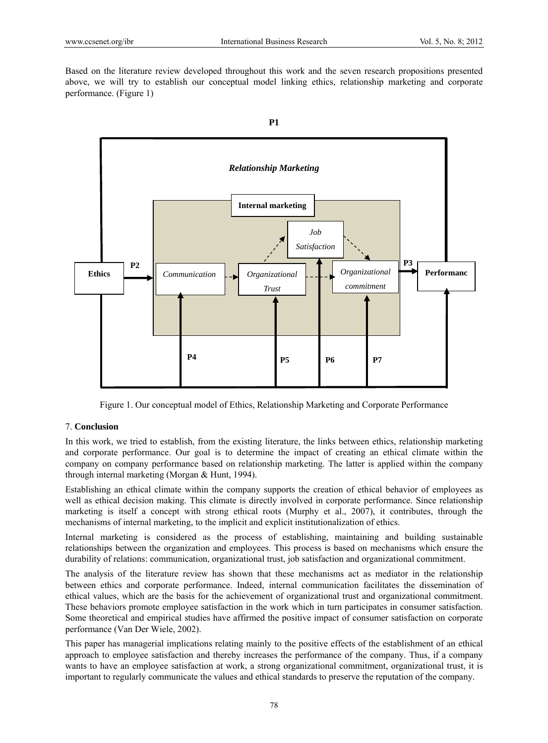Based on the literature review developed throughout this work and the seven research propositions presented above, we will try to establish our conceptual model linking ethics, relationship marketing and corporate performance. (Figure 1)

Figure 1. Our conceptual model of Ethics, Relationship Marketing and Corporate Performance

## 7. Conclusion

In this work, we tried to establish, from the existing literature, the links between ethics, relationship marketing and corporate performance. Our goal is to determine the impact of creating an ethical climate within the company on company performance based on relationship marketing. The latter is applied within the company through internal marketing (Morgan & Hunt, 1994).

Establishing an ethical climate within the company supports the creation of ethical behavior of employees as well as ethical decision making. This climate is directly involved in corporate performance. Since relationship marketing is itself a concept with strong ethical roots (Murphy et al., 2007), it contributes, through the mechanisms of internal marketing, to the implicit and explicit institutionalization of ethics.

Internal marketing is considered as the process of establishing, maintaining and building sustainable relationships between the organization and employees. This process is based on mechanisms which ensure the durability of relations: communication, organizational trust, job satisfaction and organizational commitment.

The analysis of the literature review has shown that these mechanisms act as mediator in the relationship between ethics and corporate performance. Indeed, internal communication facilitates the dissemination of ethical values, which are the basis for the achievement of organizational trust and organizational commitment. These behaviors promote employee satisfaction in the work which in turn participates in consumer satisfaction. Some theoretical and empirical studies have affirmed the positive impact of consumer satisfaction on corporate performance (Van Der Wiele, 2002).

This paper has managerial implications relating mainly to the positive effects of the establishment of an ethical approach to employee satisfaction and thereby increases the performance of the company. Thus, if a company wants to have an employee satisfaction at work, a strong organizational commitment, organizational trust, it is important to regularly communicate the values and ethical standards to preserve the reputation of the company.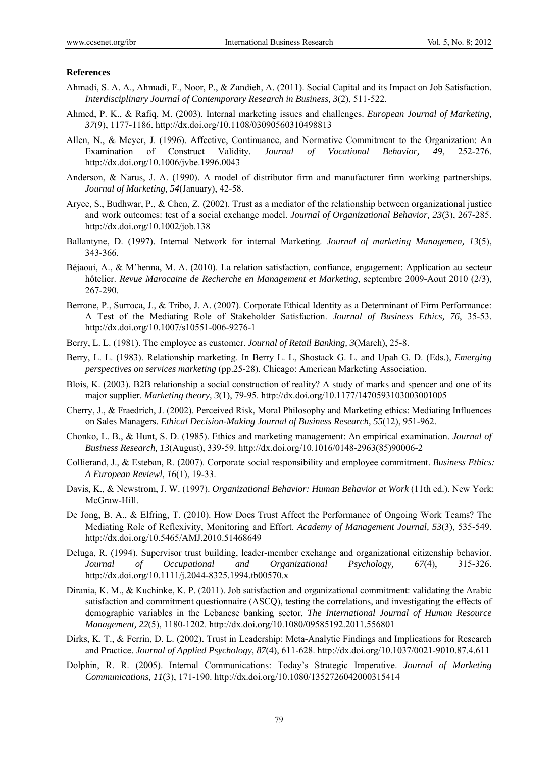**References**

Ahmadi, S. A. A., Ahmadi, F., Noor, P., & Zandieh, A. (2011). Social Capital and its Impact on Job Satisfaction. *Interdisciplinary Journal of Contemporary Research in Business, 3*(2), 511-522.

Ahmed, P. K., & Rafiq, M. (2003). Internal marketing issues and challenges. *European Journal of Marketing, 37*(9), 1177-1186. http://dx.doi.org/10.1108/03090560310498813

Allen, N., & Meyer, J. (1996). Affective, Continuance, and Normative Commitment to the Organization: An Examination of Construct Validity. *Journal of Vocational Behavior, 49*, 252-276. http://dx.doi.org/10.1006/jvbe.1996.0043

Anderson, & Narus, J. A. (1990). A model of distributor firm and manufacturer firm working partnerships. *Journal of Marketing, 54*(January), 42-58.

Aryee, S., Budhwar, P., & Chen, Z. (2002). Trust as a mediator of the relationship between organizational justice and work outcomes: test of a social exchange model. *Journal of Organizational Behavior, 23*(3), 267-285. http://dx.doi.org/10.1002/job.138

Ballantyne, D. (1997). Internal Network for internal Marketing. *Journal of marketing Managemen, 13*(5), 343-366.

Béjaoui, A., & M'henna, M. A. (2010). La relation satisfaction, confiance, engagement: Application au secteur hôtelier. *Revue Marocaine de Recherche en Management et Marketing*, septembre 2009-Aout 2010 (2/3), 267-290.

Berrone, P., Surroca, J., & Tribo, J. A. (2007). Corporate Ethical Identity as a Determinant of Firm Performance: A Test of the Mediating Role of Stakeholder Satisfaction. *Journal of Business Ethics, 76*, 35-53. http://dx.doi.org/10.1007/s10551-006-9276-1

Berry, L. L. (1981). The employee as customer. *Journal of Retail Banking, 3*(March), 25-8.

Berry, L. L. (1983). Relationship marketing. In Berry L. L, Shostack G. L. and Upah G. D. (Eds.), *Emerging perspectives on services marketing* (pp.25-28). Chicago: American Marketing Association.

Blois, K. (2003). B2B relationship a social construction of reality? A study of marks and spencer and one of its major supplier. *Marketing theory, 3*(1), 79-95. http://dx.doi.org/10.1177/1470593103003001005

Cherry, J., & Fraedrich, J. (2002). Perceived Risk, Moral Philosophy and Marketing ethics: Mediating Influences on Sales Managers. *Ethical Decision-Making Journal of Business Research, 55*(12), 951-962.

Chonko, L. B., & Hunt, S. D. (1985). Ethics and marketing management: An empirical examination. *Journal of Business Research, 13*(August), 339-59. http://dx.doi.org/10.1016/0148-2963(85)90006-2

Collierand, J., & Esteban, R. (2007). Corporate social responsibility and employee commitment. *Business Ethics: A European Reviewl, 16*(1), 19-33.

Davis, K., & Newstrom, J. W. (1997). *Organizational Behavior: Human Behavior at Work* (11th ed.). New York: McGraw-Hill.

De Jong, B. A., & Elfring, T. (2010). How Does Trust Affect the Performance of Ongoing Work Teams? The Mediating Role of Reflexivity, Monitoring and Effort. *Academy of Management Journal, 53*(3), 535-549. http://dx.doi.org/10.5465/AMJ.2010.51468649

Deluga, R. (1994). Supervisor trust building, leader-member exchange and organizational citizenship behavior. *Journal of Occupational and Organizational Psychology, 67*(4), 315-326. http://dx.doi.org/10.1111/j.2044-8325.1994.tb00570.x

Dirania, K. M., & Kuchinke, K. P. (2011). Job satisfaction and organizational commitment: validating the Arabic satisfaction and commitment questionnaire (ASCQ), testing the correlations, and investigating the effects of demographic variables in the Lebanese banking sector. *The International Journal of Human Resource Management, 22*(5), 1180-1202. http://dx.doi.org/10.1080/09585192.2011.556801

Dirks, K. T., & Ferrin, D. L. (2002). Trust in Leadership: Meta-Analytic Findings and Implications for Research and Practice. *Journal of Applied Psychology, 87*(4), 611-628. http://dx.doi.org/10.1037/0021-9010.87.4.611

Dolphin, R. R. (2005). Internal Communications: Today's Strategic Imperative. *Journal of Marketing Communications, 11*(3), 171-190. http://dx.doi.org/10.1080/1352726042000315414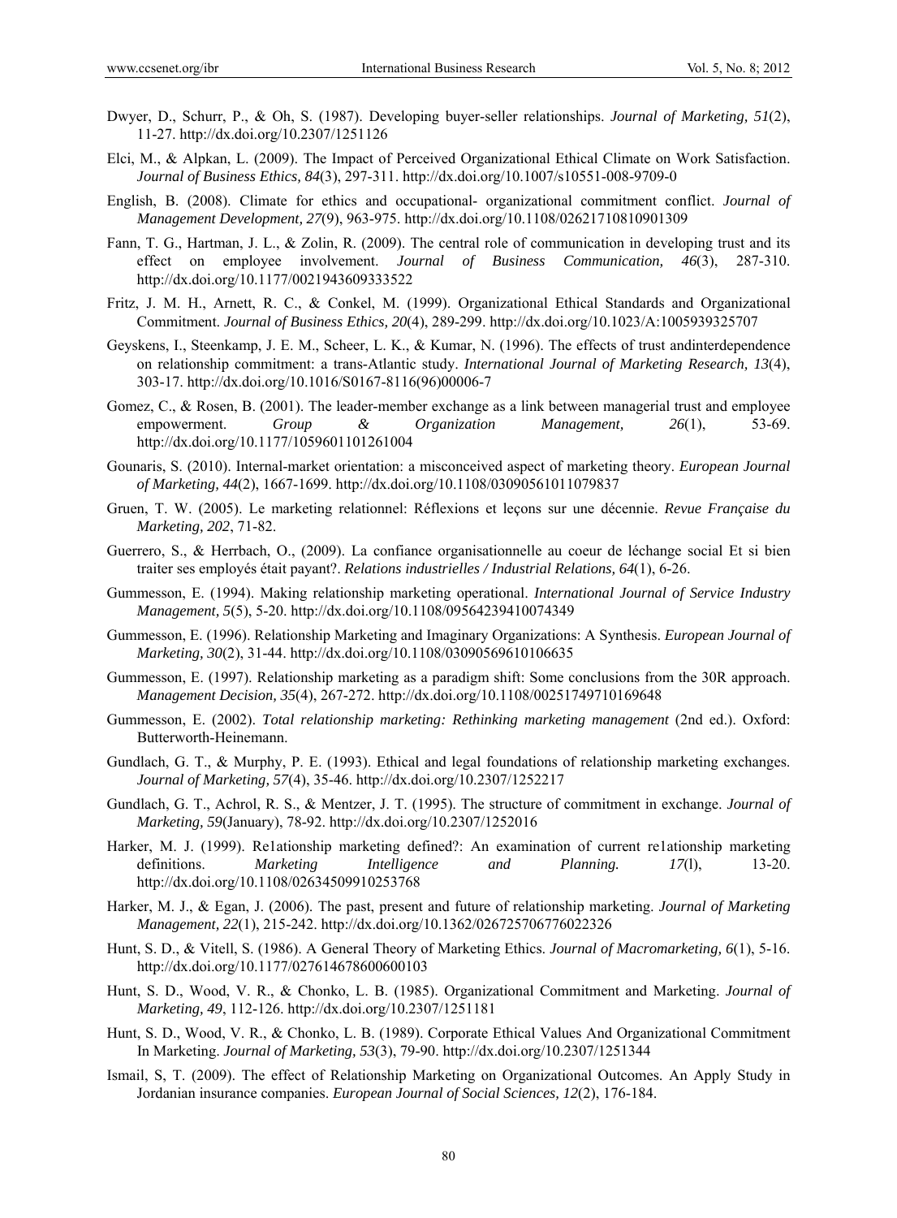Dwyer, D., Schurr, P., & Oh, S. (1987). Developing buyer-seller relationships. *Journal of Marketing, 51*(2), 11-27. http://dx.doi.org/10.2307/1251126

Elci, M., & Alpkan, L. (2009). The Impact of Perceived Organizational Ethical Climate on Work Satisfaction. *Journal of Business Ethics, 84*(3), 297-311. http://dx.doi.org/10.1007/s10551-008-9709-0

English, B. (2008). Climate for ethics and occupational- organizational commitment conflict. *Journal of Management Development, 27*(9), 963-975. http://dx.doi.org/10.1108/02621710810901309

Fann, T. G., Hartman, J. L., & Zolin, R. (2009). The central role of communication in developing trust and its effect on employee involvement. *Journal of Business Communication, 46*(3), 287-310. http://dx.doi.org/10.1177/0021943609333522

Fritz, J. M. H., Arnett, R. C., & Conkel, M. (1999). Organizational Ethical Standards and Organizational Commitment. *Journal of Business Ethics, 20*(4), 289-299. http://dx.doi.org/10.1023/A:1005939325707

Geyskens, I., Steenkamp, J. E. M., Scheer, L. K., & Kumar, N. (1996). The effects of trust andinterdependence on relationship commitment: a trans-Atlantic study. *International Journal of Marketing Research, 13*(4), 303-17. http://dx.doi.org/10.1016/S0167-8116(96)00006-7

Gomez, C., & Rosen, B. (2001). The leader-member exchange as a link between managerial trust and employee empowerment. *Group & Organization Management, 26*(1), 53-69. http://dx.doi.org/10.1177/1059601101261004

Gounaris, S. (2010). Internal-market orientation: a misconceived aspect of marketing theory. *European Journal of Marketing, 44*(2), 1667-1699. http://dx.doi.org/10.1108/03090561011079837

Gruen, T. W. (2005). Le marketing relationnel: Réflexions et leçons sur une décennie. *Revue Française du Marketing, 202*, 71-82.

Guerrero, S., & Herrbach, O., (2009). La confiance organisationnelle au coeur de léchange social Et si bien traiter ses employés était payant?. *Relations industrielles / Industrial Relations, 64*(1), 6-26.

Gummesson, E. (1994). Making relationship marketing operational. *International Journal of Service Industry Management, 5*(5), 5-20. http://dx.doi.org/10.1108/09564239410074349

Gummesson, E. (1996). Relationship Marketing and Imaginary Organizations: A Synthesis. *European Journal of Marketing, 30*(2), 31-44. http://dx.doi.org/10.1108/03090569610106635

Gummesson, E. (1997). Relationship marketing as a paradigm shift: Some conclusions from the 30R approach. *Management Decision, 35*(4), 267-272. http://dx.doi.org/10.1108/00251749710169648

Gummesson, E. (2002). *Total relationship marketing: Rethinking marketing management* (2nd ed.). Oxford: Butterworth-Heinemann.

Gundlach, G. T., & Murphy, P. E. (1993). Ethical and legal foundations of relationship marketing exchanges. *Journal of Marketing, 57*(4), 35-46. http://dx.doi.org/10.2307/1252217

Gundlach, G. T., Achrol, R. S., & Mentzer, J. T. (1995). The structure of commitment in exchange. *Journal of Marketing, 59*(January), 78-92. http://dx.doi.org/10.2307/1252016

Harker, M. J. (1999). Re1ationship marketing defined?: An examination of current re1ationship marketing definitions. *Marketing Intelligence and Planning. 17*(l), 13-20. http://dx.doi.org/10.1108/02634509910253768

Harker, M. J., & Egan, J. (2006). The past, present and future of relationship marketing. *Journal of Marketing Management, 22*(1), 215-242. http://dx.doi.org/10.1362/026725706776022326

Hunt, S. D., & Vitell, S. (1986). A General Theory of Marketing Ethics. *Journal of Macromarketing, 6*(1), 5-16. http://dx.doi.org/10.1177/027614678600600103

Hunt, S. D., Wood, V. R., & Chonko, L. B. (1985). Organizational Commitment and Marketing. *Journal of Marketing, 49*, 112-126. http://dx.doi.org/10.2307/1251181

Hunt, S. D., Wood, V. R., & Chonko, L. B. (1989). Corporate Ethical Values And Organizational Commitment In Marketing. *Journal of Marketing, 53*(3), 79-90. http://dx.doi.org/10.2307/1251344

Ismail, S, T. (2009). The effect of Relationship Marketing on Organizational Outcomes. An Apply Study in Jordanian insurance companies. *European Journal of Social Sciences, 12*(2), 176-184.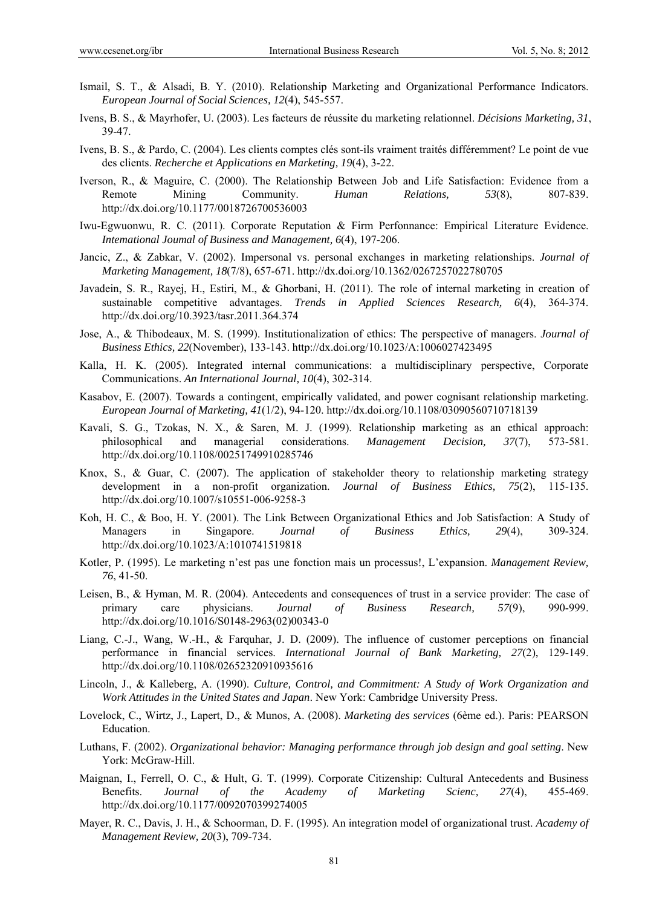Ismail, S. T., & Alsadi, B. Y. (2010). Relationship Marketing and Organizational Performance Indicators. *European Journal of Social Sciences, 12*(4), 545-557.

Ivens, B. S., & Mayrhofer, U. (2003). Les facteurs de réussite du marketing relationnel. *Décisions Marketing, 31*, 39-47.

Ivens, B. S., & Pardo, C. (2004). Les clients comptes clés sont-ils vraiment traités différemment? Le point de vue des clients. *Recherche et Applications en Marketing, 19*(4), 3-22.

Iverson, R., & Maguire, C. (2000). The Relationship Between Job and Life Satisfaction: Evidence from a Remote Mining Community. *Human Relations, 53*(8), 807-839. http://dx.doi.org/10.1177/0018726700536003

Iwu-Egwuonwu, R. C. (2011). Corporate Reputation & Firm Perfonnance: Empirical Literature Evidence. *Intemational Joumal of Business and Management, 6*(4), 197-206.

Jancic, Z., & Zabkar, V. (2002). Impersonal vs. personal exchanges in marketing relationships. *Journal of Marketing Management, 18*(7/8), 657-671. http://dx.doi.org/10.1362/0267257022780705

Javadein, S. R., Rayej, H., Estiri, M., & Ghorbani, H. (2011). The role of internal marketing in creation of sustainable competitive advantages. *Trends in Applied Sciences Research, 6*(4), 364-374. http://dx.doi.org/10.3923/tasr.2011.364.374

Jose, A., & Thibodeaux, M. S. (1999). Institutionalization of ethics: The perspective of managers. *Journal of Business Ethics, 22*(November), 133-143. http://dx.doi.org/10.1023/A:1006027423495

Kalla, H. K. (2005). Integrated internal communications: a multidisciplinary perspective, Corporate Communications. *An International Journal, 10*(4), 302-314.

Kasabov, E. (2007). Towards a contingent, empirically validated, and power cognisant relationship marketing. *European Journal of Marketing, 41*(1/2), 94-120. http://dx.doi.org/10.1108/03090560710718139

Kavali, S. G., Tzokas, N. X., & Saren, M. J. (1999). Relationship marketing as an ethical approach: philosophical and managerial considerations. *Management Decision, 37*(7), 573-581. http://dx.doi.org/10.1108/00251749910285746

Knox, S., & Guar, C. (2007). The application of stakeholder theory to relationship marketing strategy development in a non-profit organization. *Journal of Business Ethics, 75*(2), 115-135. http://dx.doi.org/10.1007/s10551-006-9258-3

Koh, H. C., & Boo, H. Y. (2001). The Link Between Organizational Ethics and Job Satisfaction: A Study of Managers in Singapore. *Journal of Business Ethics, 29*(4), 309-324. http://dx.doi.org/10.1023/A:1010741519818

Kotler, P. (1995). Le marketing n'est pas une fonction mais un processus!, L'expansion. *Management Review, 76*, 41-50.

Leisen, B., & Hyman, M. R. (2004). Antecedents and consequences of trust in a service provider: The case of primary care physicians. *Journal of Business Research, 57*(9), 990-999. http://dx.doi.org/10.1016/S0148-2963(02)00343-0

Liang, C.-J., Wang, W.-H., & Farquhar, J. D. (2009). The influence of customer perceptions on financial performance in financial services. *International Journal of Bank Marketing, 27*(2), 129-149. http://dx.doi.org/10.1108/02652320910935616

Lincoln, J., & Kalleberg, A. (1990). *Culture, Control, and Commitment: A Study of Work Organization and Work Attitudes in the United States and Japan*. New York: Cambridge University Press.

Lovelock, C., Wirtz, J., Lapert, D., & Munos, A. (2008). *Marketing des services* (6ème ed.). Paris: PEARSON Education.

Luthans, F. (2002). *Organizational behavior: Managing performance through job design and goal setting*. New York: McGraw-Hill.

Maignan, I., Ferrell, O. C., & Hult, G. T. (1999). Corporate Citizenship: Cultural Antecedents and Business Benefits. *Journal of the Academy of Marketing Scienc, 27*(4), 455-469. http://dx.doi.org/10.1177/0092070399274005

Mayer, R. C., Davis, J. H., & Schoorman, D. F. (1995). An integration model of organizational trust. *Academy of Management Review, 20*(3), 709-734.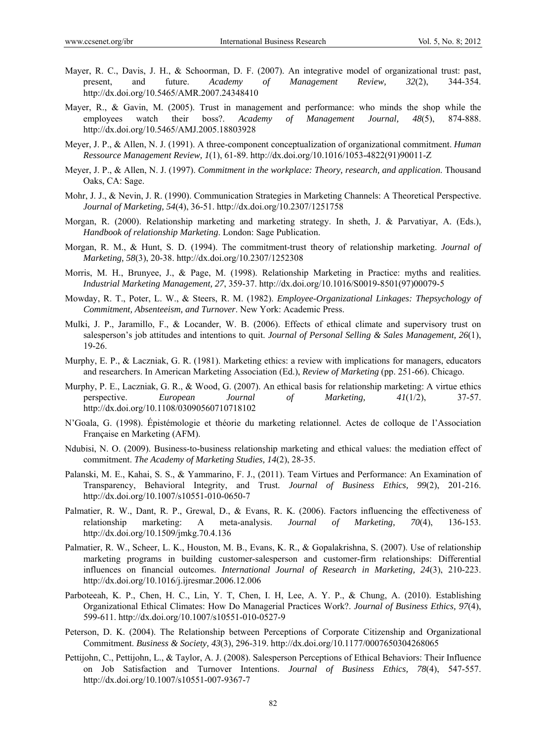Mayer, R. C., Davis, J. H., & Schoorman, D. F. (2007). An integrative model of organizational trust: past, present, and future. *Academy of Management Review, 32*(2), 344-354. http://dx.doi.org/10.5465/AMR.2007.24348410

Mayer, R., & Gavin, M. (2005). Trust in management and performance: who minds the shop while the employees watch their boss?. *Academy of Management Journal, 48*(5), 874-888. http://dx.doi.org/10.5465/AMJ.2005.18803928

Meyer, J. P., & Allen, N. J. (1991). A three-component conceptualization of organizational commitment. *Human Ressource Management Review, 1*(1), 61-89. http://dx.doi.org/10.1016/1053-4822(91)90011-Z

Meyer, J. P., & Allen, N. J. (1997). *Commitment in the workplace: Theory, research, and application*. Thousand Oaks, CA: Sage.

Mohr, J. J., & Nevin, J. R. (1990). Communication Strategies in Marketing Channels: A Theoretical Perspective. *Journal of Marketing, 54*(4), 36-51. http://dx.doi.org/10.2307/1251758

Morgan, R. (2000). Relationship marketing and marketing strategy. In sheth, J. & Parvatiyar, A. (Eds.), *Handbook of relationship Marketing*. London: Sage Publication.

Morgan, R. M., & Hunt, S. D. (1994). The commitment-trust theory of relationship marketing. *Journal of Marketing, 58*(3), 20-38. http://dx.doi.org/10.2307/1252308

Morris, M. H., Brunyee, J., & Page, M. (1998). Relationship Marketing in Practice: myths and realities. *Industrial Marketing Management, 27*, 359-37. http://dx.doi.org/10.1016/S0019-8501(97)00079-5

Mowday, R. T., Poter, L. W., & Steers, R. M. (1982). *Employee-Organizational Linkages: Thepsychology of Commitment, Absenteeism, and Turnover*. New York: Academic Press.

Mulki, J. P., Jaramillo, F., & Locander, W. B. (2006). Effects of ethical climate and supervisory trust on salesperson's job attitudes and intentions to quit. *Journal of Personal Selling & Sales Management, 26*(1), 19-26.

Murphy, E. P., & Laczniak, G. R. (1981). Marketing ethics: a review with implications for managers, educators and researchers. In American Marketing Association (Ed.), *Review of Marketing* (pp. 251-66). Chicago.

Murphy, P. E., Laczniak, G. R., & Wood, G. (2007). An ethical basis for relationship marketing: A virtue ethics perspective. *European Journal of Marketing, 41*(1/2), 37-57. http://dx.doi.org/10.1108/03090560710718102

N'Goala, G. (1998). Épistémologie et théorie du marketing relationnel. Actes de colloque de l'Association Française en Marketing (AFM).

Ndubisi, N. O. (2009). Business-to-business relationship marketing and ethical values: the mediation effect of commitment. *The Academy of Marketing Studies, 14*(2), 28-35.

Palanski, M. E., Kahai, S. S., & Yammarino, F. J., (2011). Team Virtues and Performance: An Examination of Transparency, Behavioral Integrity, and Trust. *Journal of Business Ethics, 99*(2), 201-216. http://dx.doi.org/10.1007/s10551-010-0650-7

Palmatier, R. W., Dant, R. P., Grewal, D., & Evans, R. K. (2006). Factors influencing the effectiveness of relationship marketing: A meta-analysis. *Journal of Marketing, 70*(4), 136-153. http://dx.doi.org/10.1509/jmkg.70.4.136

Palmatier, R. W., Scheer, L. K., Houston, M. B., Evans, K. R., & Gopalakrishna, S. (2007). Use of relationship marketing programs in building customer-salesperson and customer-firm relationships: Differential influences on financial outcomes. *International Journal of Research in Marketing, 24*(3), 210-223. http://dx.doi.org/10.1016/j.ijresmar.2006.12.006

Parboteeah, K. P., Chen, H. C., Lin, Y. T, Chen, I. H, Lee, A. Y. P., & Chung, A. (2010). Establishing Organizational Ethical Climates: How Do Managerial Practices Work?. *Journal of Business Ethics, 97*(4), 599-611. http://dx.doi.org/10.1007/s10551-010-0527-9

Peterson, D. K. (2004). The Relationship between Perceptions of Corporate Citizenship and Organizational Commitment. *Business & Society, 43*(3), 296-319. http://dx.doi.org/10.1177/0007650304268065

Pettijohn, C., Pettijohn, L., & Taylor, A. J. (2008). Salesperson Perceptions of Ethical Behaviors: Their Influence on Job Satisfaction and Turnover Intentions. *Journal of Business Ethics, 78*(4), 547-557. http://dx.doi.org/10.1007/s10551-007-9367-7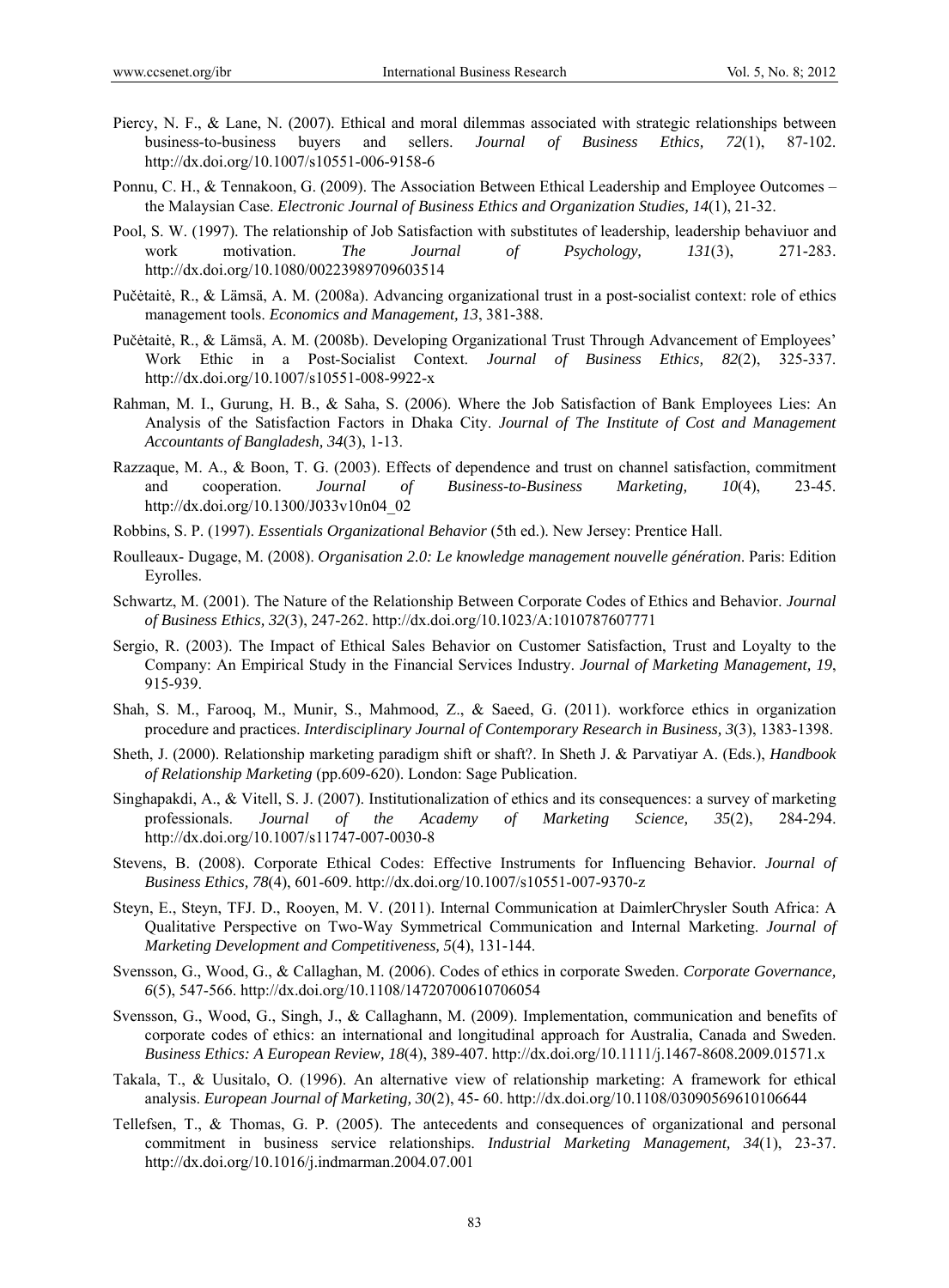Piercy, N. F., & Lane, N. (2007). Ethical and moral dilemmas associated with strategic relationships between business-to-business buyers and sellers. *Journal of Business Ethics, 72*(1), 87-102. http://dx.doi.org/10.1007/s10551-006-9158-6

Ponnu, C. H., & Tennakoon, G. (2009). The Association Between Ethical Leadership and Employee Outcomes – the Malaysian Case. *Electronic Journal of Business Ethics and Organization Studies, 14*(1), 21-32.

Pool, S. W. (1997). The relationship of Job Satisfaction with substitutes of leadership, leadership behaviuor and work motivation. *The Journal of Psychology, 131*(3), 271-283. http://dx.doi.org/10.1080/00223989709603514

Pučėtaitė, R., & Lämsä, A. M. (2008a). Advancing organizational trust in a post-socialist context: role of ethics management tools. *Economics and Management, 13*, 381-388.

Pučėtaitė, R., & Lämsä, A. M. (2008b). Developing Organizational Trust Through Advancement of Employees' Work Ethic in a Post-Socialist Context. *Journal of Business Ethics, 82*(2), 325-337. http://dx.doi.org/10.1007/s10551-008-9922-x

Rahman, M. I., Gurung, H. B., & Saha, S. (2006). Where the Job Satisfaction of Bank Employees Lies: An Analysis of the Satisfaction Factors in Dhaka City. *Journal of The Institute of Cost and Management Accountants of Bangladesh, 34*(3), 1-13.

Razzaque, M. A., & Boon, T. G. (2003). Effects of dependence and trust on channel satisfaction, commitment and cooperation. *Journal of Business-to-Business Marketing, 10*(4), 23-45. http://dx.doi.org/10.1300/J033v10n04_02

Robbins, S. P. (1997). *Essentials Organizational Behavior* (5th ed.). New Jersey: Prentice Hall.

Roulleaux- Dugage, M. (2008). *Organisation 2.0: Le knowledge management nouvelle génération*. Paris: Edition Eyrolles.

Schwartz, M. (2001). The Nature of the Relationship Between Corporate Codes of Ethics and Behavior. *Journal of Business Ethics, 32*(3), 247-262. http://dx.doi.org/10.1023/A:1010787607771

Sergio, R. (2003). The Impact of Ethical Sales Behavior on Customer Satisfaction, Trust and Loyalty to the Company: An Empirical Study in the Financial Services Industry. *Journal of Marketing Management, 19*, 915-939.

Shah, S. M., Farooq, M., Munir, S., Mahmood, Z., & Saeed, G. (2011). workforce ethics in organization procedure and practices. *Interdisciplinary Journal of Contemporary Research in Business, 3*(3), 1383-1398.

Sheth, J. (2000). Relationship marketing paradigm shift or shaft?. In Sheth J. & Parvatiyar A. (Eds.), *Handbook of Relationship Marketing* (pp.609-620). London: Sage Publication.

Singhapakdi, A., & Vitell, S. J. (2007). Institutionalization of ethics and its consequences: a survey of marketing professionals. *Journal of the Academy of Marketing Science, 35*(2), 284-294. http://dx.doi.org/10.1007/s11747-007-0030-8

Stevens, B. (2008). Corporate Ethical Codes: Effective Instruments for Influencing Behavior. *Journal of Business Ethics, 78*(4), 601-609. http://dx.doi.org/10.1007/s10551-007-9370-z

Steyn, E., Steyn, TFJ. D., Rooyen, M. V. (2011). Internal Communication at DaimlerChrysler South Africa: A Qualitative Perspective on Two-Way Symmetrical Communication and Internal Marketing. *Journal of Marketing Development and Competitiveness, 5*(4), 131-144.

Svensson, G., Wood, G., & Callaghan, M. (2006). Codes of ethics in corporate Sweden. *Corporate Governance, 6*(5), 547-566. http://dx.doi.org/10.1108/14720700610706054

Svensson, G., Wood, G., Singh, J., & Callaghann, M. (2009). Implementation, communication and benefits of corporate codes of ethics: an international and longitudinal approach for Australia, Canada and Sweden. *Business Ethics: A European Review, 18*(4), 389-407. http://dx.doi.org/10.1111/j.1467-8608.2009.01571.x

Takala, T., & Uusitalo, O. (1996). An alternative view of relationship marketing: A framework for ethical analysis. *European Journal of Marketing, 30*(2), 45- 60. http://dx.doi.org/10.1108/03090569610106644

Tellefsen, T., & Thomas, G. P. (2005). The antecedents and consequences of organizational and personal commitment in business service relationships. *Industrial Marketing Management, 34*(1), 23-37. http://dx.doi.org/10.1016/j.indmarman.2004.07.001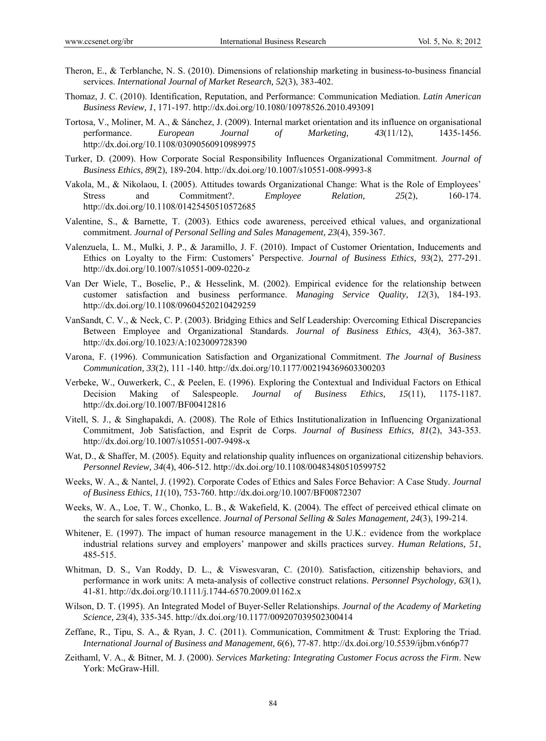Theron, E., & Terblanche, N. S. (2010). Dimensions of relationship marketing in business-to-business financial services. *International Journal of Market Research, 52*(3), 383-402.

Thomaz, J. C. (2010). Identification, Reputation, and Performance: Communication Mediation. *Latin American Business Review, 1*, 171-197. http://dx.doi.org/10.1080/10978526.2010.493091

Tortosa, V., Moliner, M. A., & Sánchez, J. (2009). Internal market orientation and its influence on organisational performance. *European Journal of Marketing, 43*(11/12), 1435-1456. http://dx.doi.org/10.1108/03090560910989975

Turker, D. (2009). How Corporate Social Responsibility Influences Organizational Commitment. *Journal of Business Ethics, 89*(2), 189-204. http://dx.doi.org/10.1007/s10551-008-9993-8

Vakola, M., & Nikolaou, I. (2005). Attitudes towards Organizational Change: What is the Role of Employees' Stress and Commitment?. *Employee Relation, 25*(2), 160-174. http://dx.doi.org/10.1108/01425450510572685

Valentine, S., & Barnette, T. (2003). Ethics code awareness, perceived ethical values, and organizational commitment. *Journal of Personal Selling and Sales Management, 23*(4), 359-367.

Valenzuela, L. M., Mulki, J. P., & Jaramillo, J. F. (2010). Impact of Customer Orientation, Inducements and Ethics on Loyalty to the Firm: Customers' Perspective. *Journal of Business Ethics, 93*(2), 277-291. http://dx.doi.org/10.1007/s10551-009-0220-z

Van Der Wiele, T., Boselie, P., & Hesselink, M. (2002). Empirical evidence for the relationship between customer satisfaction and business performance. *Managing Service Quality, 12*(3), 184-193. http://dx.doi.org/10.1108/09604520210429259

VanSandt, C. V., & Neck, C. P. (2003). Bridging Ethics and Self Leadership: Overcoming Ethical Discrepancies Between Employee and Organizational Standards. *Journal of Business Ethics, 43*(4), 363-387. http://dx.doi.org/10.1023/A:1023009728390

Varona, F. (1996). Communication Satisfaction and Organizational Commitment. *The Journal of Business Communication, 33*(2), 111 -140. http://dx.doi.org/10.1177/002194369603300203

Verbeke, W., Ouwerkerk, C., & Peelen, E. (1996). Exploring the Contextual and Individual Factors on Ethical Decision Making of Salespeople. *Journal of Business Ethics, 15*(11), 1175-1187. http://dx.doi.org/10.1007/BF00412816

Vitell, S. J., & Singhapakdi, A. (2008). The Role of Ethics Institutionalization in Influencing Organizational Commitment, Job Satisfaction, and Esprit de Corps. *Journal of Business Ethics, 81*(2), 343-353. http://dx.doi.org/10.1007/s10551-007-9498-x

Wat, D., & Shaffer, M. (2005). Equity and relationship quality influences on organizational citizenship behaviors. *Personnel Review, 34*(4), 406-512. http://dx.doi.org/10.1108/00483480510599752

Weeks, W. A., & Nantel, J. (1992). Corporate Codes of Ethics and Sales Force Behavior: A Case Study. *Journal of Business Ethics, 11*(10), 753-760. http://dx.doi.org/10.1007/BF00872307

Weeks, W. A., Loe, T. W., Chonko, L. B., & Wakefield, K. (2004). The effect of perceived ethical climate on the search for sales forces excellence. *Journal of Personal Selling & Sales Management, 24*(3), 199-214.

Whitener, E. (1997). The impact of human resource management in the U.K.: evidence from the workplace industrial relations survey and employers' manpower and skills practices survey. *Human Relations, 51*, 485-515.

Whitman, D. S., Van Roddy, D. L., & Viswesvaran, C. (2010). Satisfaction, citizenship behaviors, and performance in work units: A meta-analysis of collective construct relations. *Personnel Psychology, 63*(1), 41-81. http://dx.doi.org/10.1111/j.1744-6570.2009.01162.x

Wilson, D. T. (1995). An Integrated Model of Buyer-Seller Relationships. *Journal of the Academy of Marketing Science, 23*(4), 335-345. http://dx.doi.org/10.1177/009207039502300414

Zeffane, R., Tipu, S. A., & Ryan, J. C. (2011). Communication, Commitment & Trust: Exploring the Triad. *International Journal of Business and Management, 6*(6), 77-87. http://dx.doi.org/10.5539/ijbm.v6n6p77

Zeithaml, V. A., & Bitner, M. J. (2000). *Services Marketing: Integrating Customer Focus across the Firm*. New York: McGraw-Hill.